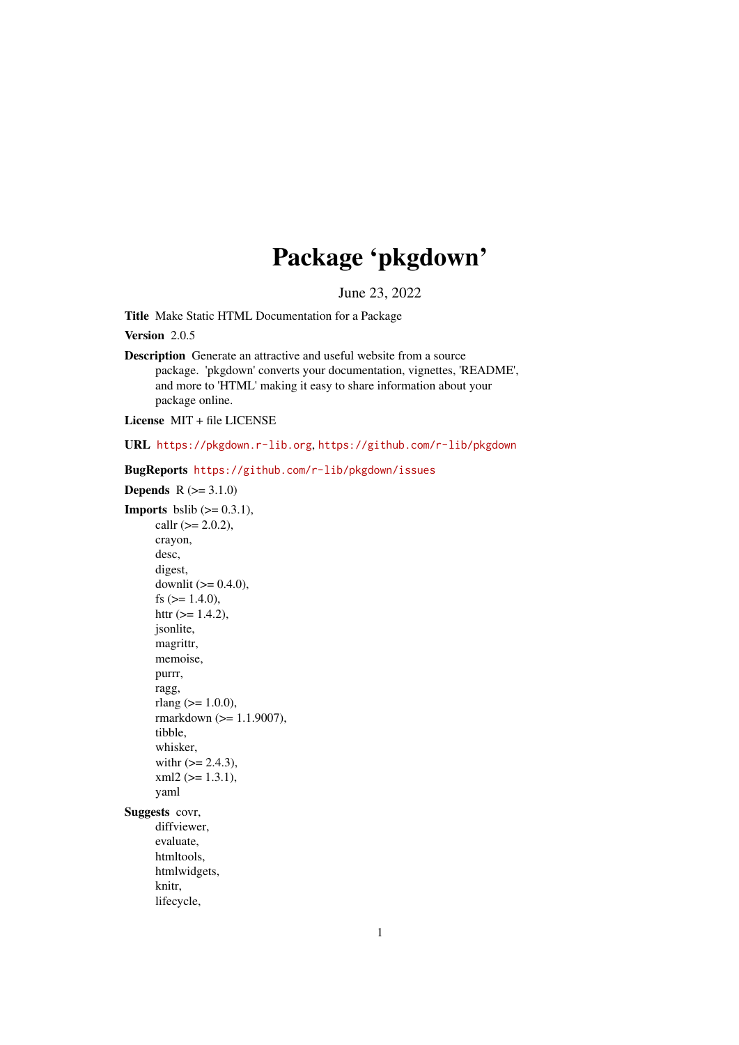# Package 'pkgdown'

June 23, 2022

**Title** Make Static HTML Documentation for a Package

**Version** 2.0.5

**Description** Generate an attractive and useful website from a source package. 'pkgdown' converts your documentation, vignettes, 'README', and more to 'HTML' making it easy to share information about your package online.

**License** MIT + file LICENSE

**URL** https://pkgdown.r-lib.org, https://github.com/r-lib/pkgdown

**BugReports** https://github.com/r-lib/pkgdown/issues

**Depends** R (>= 3.1.0)

**Imports** bslib (>= 0.3.1),
callr (>= 2.0.2),
crayon,
desc,
digest,
downlit (>= 0.4.0),
fs (>= 1.4.0),
httr (>= 1.4.2),
jsonlite,
magrittr,
memoise,
purrr,
ragg,
rlang (>= 1.0.0),
rmarkdown (>= 1.1.9007),
tibble,
whisker,
withr (>= 2.4.3),
xml2 (>= 1.3.1),
yaml

**Suggests** covr,
diffviewer,
evaluate,
htmltools,
htmlwidgets,
knitr,
lifecycle,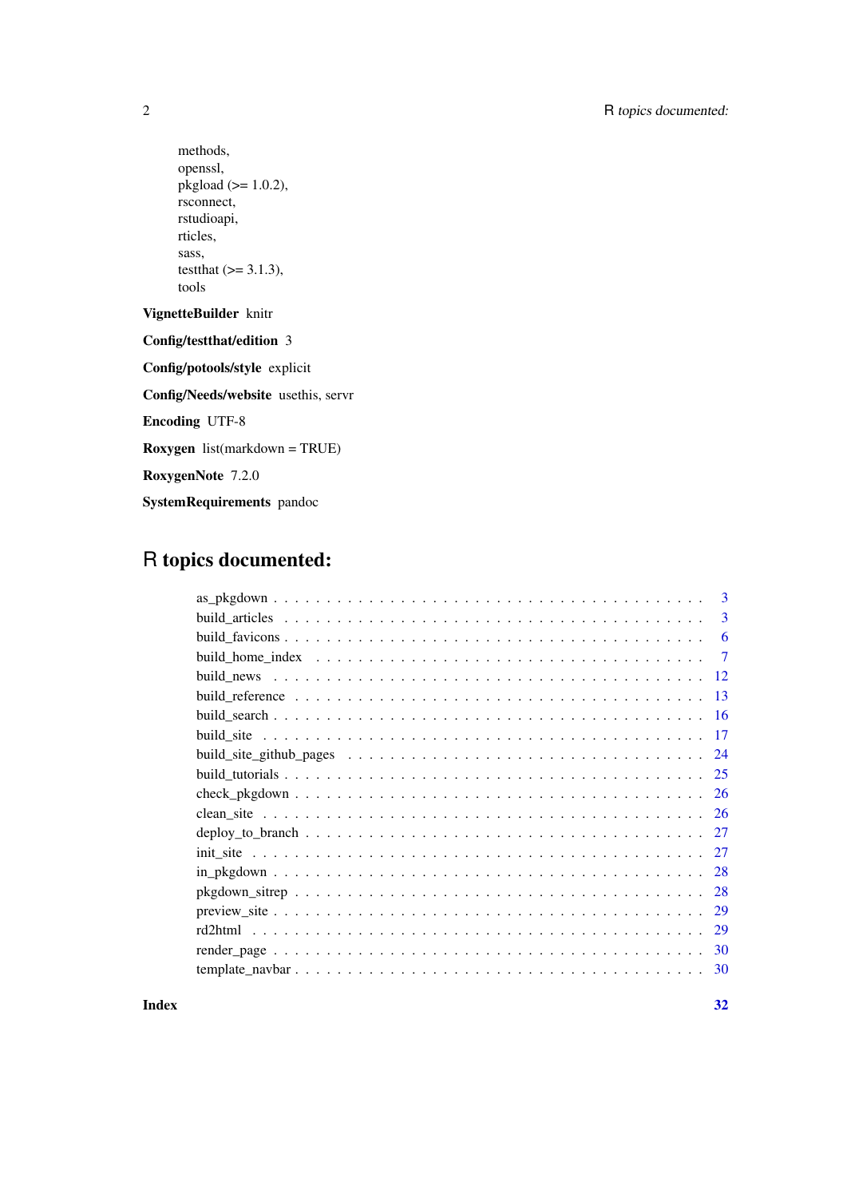methods,
openssl,
pkgload (>= 1.0.2),
rsconnect,
rstudioapi,
rticles,
sass,
testthat (>= 3.1.3),
tools

**VignetteBuilder** knitr

**Config/testthat/edition** 3

**Config/potools/style** explicit

**Config/Needs/website** usethis, servr

**Encoding** UTF-8

**Roxygen** list(markdown = TRUE)

**RoxygenNote** 7.2.0

**SystemRequirements** pandoc

# R topics documented:

as_pkgdown . . . . . . . . . . . . . . . . . . . . . . . . . . . . . . . . . . . . . . . . 3
build_articles . . . . . . . . . . . . . . . . . . . . . . . . . . . . . . . . . . . . . . . 3
build_favicons . . . . . . . . . . . . . . . . . . . . . . . . . . . . . . . . . . . . . . 6
build_home_index . . . . . . . . . . . . . . . . . . . . . . . . . . . . . . . . . . . . 7
build_news . . . . . . . . . . . . . . . . . . . . . . . . . . . . . . . . . . . . . . . . 12
build_reference . . . . . . . . . . . . . . . . . . . . . . . . . . . . . . . . . . . . . 13
build_search . . . . . . . . . . . . . . . . . . . . . . . . . . . . . . . . . . . . . . . 16
build_site . . . . . . . . . . . . . . . . . . . . . . . . . . . . . . . . . . . . . . . . . 17
build_site_github_pages . . . . . . . . . . . . . . . . . . . . . . . . . . . . . . . . 24
build_tutorials . . . . . . . . . . . . . . . . . . . . . . . . . . . . . . . . . . . . . . 25
check_pkgdown . . . . . . . . . . . . . . . . . . . . . . . . . . . . . . . . . . . . . 26
clean_site . . . . . . . . . . . . . . . . . . . . . . . . . . . . . . . . . . . . . . . . . 26
deploy_to_branch . . . . . . . . . . . . . . . . . . . . . . . . . . . . . . . . . . . . 27
init_site . . . . . . . . . . . . . . . . . . . . . . . . . . . . . . . . . . . . . . . . . . 27
in_pkgdown . . . . . . . . . . . . . . . . . . . . . . . . . . . . . . . . . . . . . . . 28
pkgdown_sitrep . . . . . . . . . . . . . . . . . . . . . . . . . . . . . . . . . . . . . 28
preview_site . . . . . . . . . . . . . . . . . . . . . . . . . . . . . . . . . . . . . . . 29
rd2html . . . . . . . . . . . . . . . . . . . . . . . . . . . . . . . . . . . . . . . . . . 29
render_page . . . . . . . . . . . . . . . . . . . . . . . . . . . . . . . . . . . . . . . 30
template_navbar . . . . . . . . . . . . . . . . . . . . . . . . . . . . . . . . . . . . 30

**Index** **32**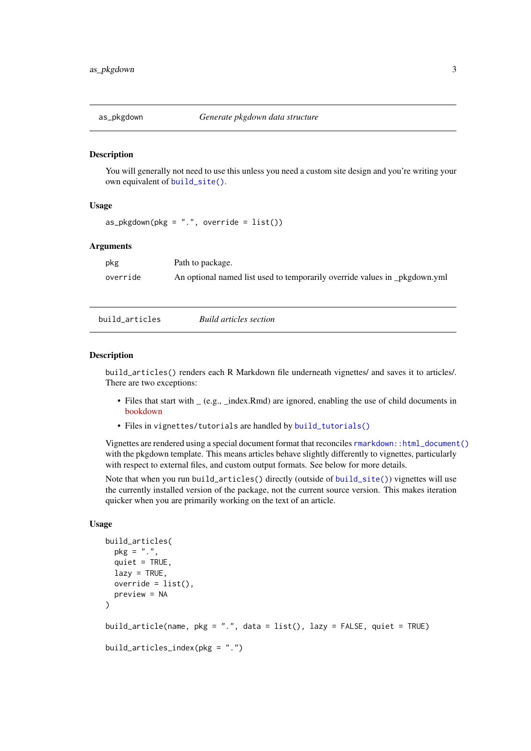## as_pkgdown — *Generate pkgdown data structure*

### Description

You will generally not need to use this unless you need a custom site design and you're writing your own equivalent of `build_site()`.

### Usage

```
as_pkgdown(pkg = ".", override = list())
```

### Arguments

| | |
|---|---|
| `pkg` | Path to package. |
| `override` | An optional named list used to temporarily override values in _pkgdown.yml |

## build_articles — *Build articles section*

### Description

`build_articles()` renders each R Markdown file underneath vignettes/ and saves it to articles/. There are two exceptions:

- Files that start with _ (e.g., _index.Rmd) are ignored, enabling the use of child documents in bookdown
- Files in `vignettes/tutorials` are handled by `build_tutorials()`

Vignettes are rendered using a special document format that reconciles `rmarkdown::html_document()` with the pkgdown template. This means articles behave slightly differently to vignettes, particularly with respect to external files, and custom output formats. See below for more details.

Note that when you run `build_articles()` directly (outside of `build_site()`) vignettes will use the currently installed version of the package, not the current source version. This makes iteration quicker when you are primarily working on the text of an article.

### Usage

```
build_articles(
  pkg = ".",
  quiet = TRUE,
  lazy = TRUE,
  override = list(),
  preview = NA
)

build_article(name, pkg = ".", data = list(), lazy = FALSE, quiet = TRUE)

build_articles_index(pkg = ".")
```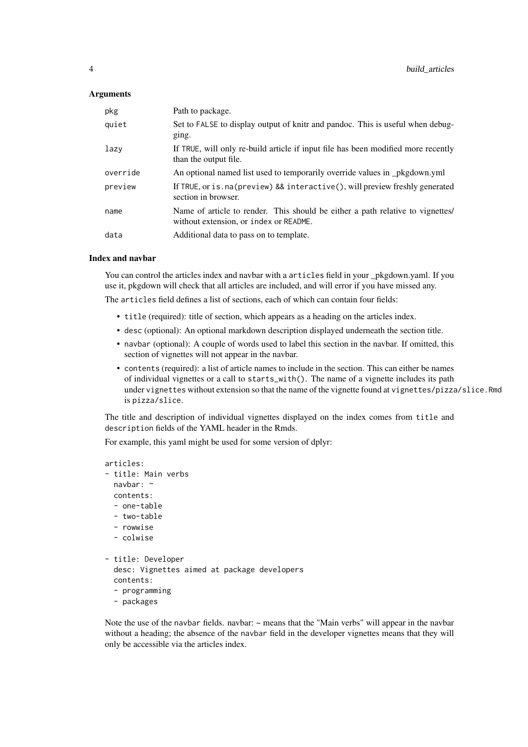### Arguments

| | |
|---|---|
| `pkg` | Path to package. |
| `quiet` | Set to `FALSE` to display output of knitr and pandoc. This is useful when debugging. |
| `lazy` | If `TRUE`, will only re-build article if input file has been modified more recently than the output file. |
| `override` | An optional named list used to temporarily override values in _pkgdown.yml |
| `preview` | If `TRUE`, or `is.na(preview) && interactive()`, will preview freshly generated section in browser. |
| `name` | Name of article to render. This should be either a path relative to vignettes/ without extension, or `index` or `README`. |
| `data` | Additional data to pass on to template. |

### Index and navbar

You can control the articles index and navbar with a `articles` field in your _pkgdown.yaml. If you use it, pkgdown will check that all articles are included, and will error if you have missed any.

The `articles` field defines a list of sections, each of which can contain four fields:

- `title` (required): title of section, which appears as a heading on the articles index.
- `desc` (optional): An optional markdown description displayed underneath the section title.
- `navbar` (optional): A couple of words used to label this section in the navbar. If omitted, this section of vignettes will not appear in the navbar.
- `contents` (required): a list of article names to include in the section. This can either be names of individual vignettes or a call to `starts_with()`. The name of a vignette includes its path under `vignettes` without extension so that the name of the vignette found at `vignettes/pizza/slice.Rmd` is `pizza/slice`.

The title and description of individual vignettes displayed on the index comes from `title` and `description` fields of the YAML header in the Rmds.

For example, this yaml might be used for some version of dplyr:

```
articles:
- title: Main verbs
  navbar: ~
  contents:
  - one-table
  - two-table
  - rowwise
  - colwise

- title: Developer
  desc: Vignettes aimed at package developers
  contents:
  - programming
  - packages
```

Note the use of the `navbar` fields. navbar: ~ means that the "Main verbs" will appear in the navbar without a heading; the absence of the `navbar` field in the developer vignettes means that they will only be accessible via the articles index.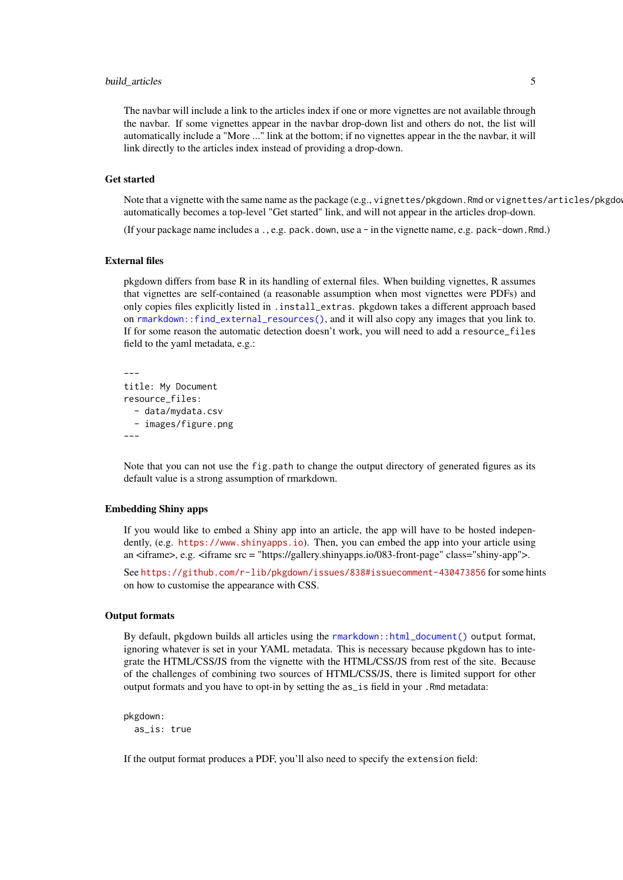The navbar will include a link to the articles index if one or more vignettes are not available through the navbar. If some vignettes appear in the navbar drop-down list and others do not, the list will automatically include a "More ..." link at the bottom; if no vignettes appear in the the navbar, it will link directly to the articles index instead of providing a drop-down.

### Get started

Note that a vignette with the same name as the package (e.g., `vignettes/pkgdown.Rmd` or `vignettes/articles/pkgdown.Rmd`) automatically becomes a top-level "Get started" link, and will not appear in the articles drop-down.

(If your package name includes a `.`, e.g. `pack.down`, use a `-` in the vignette name, e.g. `pack-down.Rmd`.)

### External files

pkgdown differs from base R in its handling of external files. When building vignettes, R assumes that vignettes are self-contained (a reasonable assumption when most vignettes were PDFs) and only copies files explicitly listed in `.install_extras`. pkgdown takes a different approach based on `rmarkdown::find_external_resources()`, and it will also copy any images that you link to. If for some reason the automatic detection doesn't work, you will need to add a `resource_files` field to the yaml metadata, e.g.:

```
---
title: My Document
resource_files:
  - data/mydata.csv
  - images/figure.png
---
```

Note that you can not use the `fig.path` to change the output directory of generated figures as its default value is a strong assumption of rmarkdown.

### Embedding Shiny apps

If you would like to embed a Shiny app into an article, the app will have to be hosted independently, (e.g. https://www.shinyapps.io). Then, you can embed the app into your article using an <iframe>, e.g. <iframe src = "https://gallery.shinyapps.io/083-front-page" class="shiny-app">.

See https://github.com/r-lib/pkgdown/issues/838#issuecomment-430473856 for some hints on how to customise the appearance with CSS.

### Output formats

By default, pkgdown builds all articles using the `rmarkdown::html_document()` output format, ignoring whatever is set in your YAML metadata. This is necessary because pkgdown has to integrate the HTML/CSS/JS from the vignette with the HTML/CSS/JS from rest of the site. Because of the challenges of combining two sources of HTML/CSS/JS, there is limited support for other output formats and you have to opt-in by setting the `as_is` field in your `.Rmd` metadata:

```
pkgdown:
  as_is: true
```

If the output format produces a PDF, you'll also need to specify the `extension` field: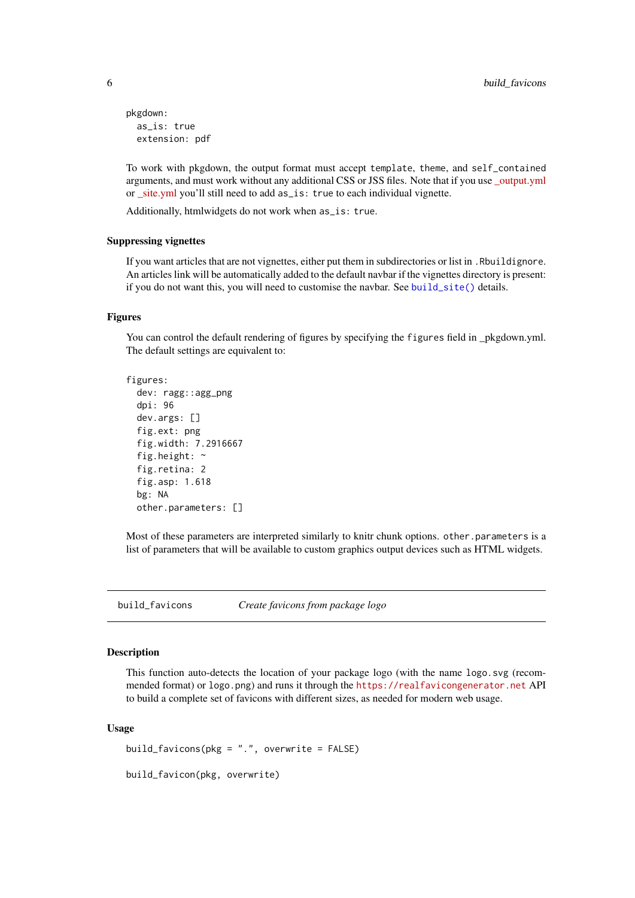```
pkgdown:
  as_is: true
  extension: pdf
```

To work with pkgdown, the output format must accept `template`, `theme`, and `self_contained` arguments, and must work without any additional CSS or JSS files. Note that if you use _output.yml or _site.yml you'll still need to add `as_is: true` to each individual vignette.

Additionally, htmlwidgets do not work when `as_is: true`.

### Suppressing vignettes

If you want articles that are not vignettes, either put them in subdirectories or list in `.Rbuildignore`. An articles link will be automatically added to the default navbar if the vignettes directory is present: if you do not want this, you will need to customise the navbar. See `build_site()` details.

### Figures

You can control the default rendering of figures by specifying the `figures` field in _pkgdown.yml. The default settings are equivalent to:

```
figures:
  dev: ragg::agg_png
  dpi: 96
  dev.args: []
  fig.ext: png
  fig.width: 7.2916667
  fig.height: ~
  fig.retina: 2
  fig.asp: 1.618
  bg: NA
  other.parameters: []
```

Most of these parameters are interpreted similarly to knitr chunk options. `other.parameters` is a list of parameters that will be available to custom graphics output devices such as HTML widgets.

---

## build_favicons — *Create favicons from package logo*

### Description

This function auto-detects the location of your package logo (with the name `logo.svg` (recommended format) or `logo.png`) and runs it through the `https://realfavicongenerator.net` API to build a complete set of favicons with different sizes, as needed for modern web usage.

### Usage

```
build_favicons(pkg = ".", overwrite = FALSE)

build_favicon(pkg, overwrite)
```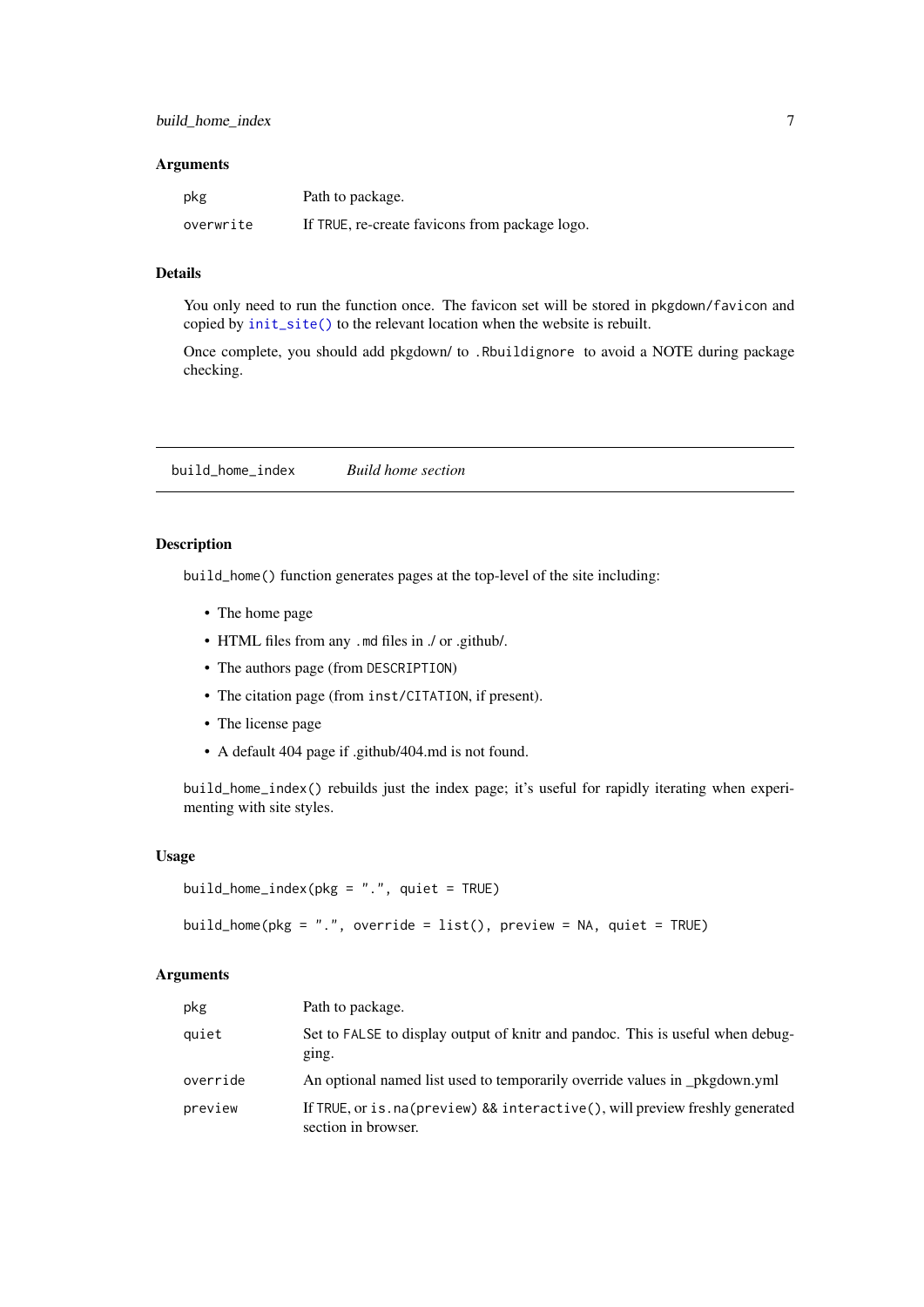### Arguments

| | |
|---|---|
| `pkg` | Path to package. |
| `overwrite` | If `TRUE`, re-create favicons from package logo. |

### Details

You only need to run the function once. The favicon set will be stored in `pkgdown/favicon` and copied by `init_site()` to the relevant location when the website is rebuilt.

Once complete, you should add pkgdown/ to `.Rbuildignore` to avoid a NOTE during package checking.

---

## `build_home_index` *Build home section*

---

### Description

`build_home()` function generates pages at the top-level of the site including:

- The home page
- HTML files from any `.md` files in ./ or .github/.
- The authors page (from `DESCRIPTION`)
- The citation page (from `inst/CITATION`, if present).
- The license page
- A default 404 page if .github/404.md is not found.

`build_home_index()` rebuilds just the index page; it's useful for rapidly iterating when experimenting with site styles.

### Usage

```
build_home_index(pkg = ".", quiet = TRUE)

build_home(pkg = ".", override = list(), preview = NA, quiet = TRUE)
```

### Arguments

| | |
|---|---|
| `pkg` | Path to package. |
| `quiet` | Set to `FALSE` to display output of knitr and pandoc. This is useful when debugging. |
| `override` | An optional named list used to temporarily override values in _pkgdown.yml |
| `preview` | If `TRUE`, or `is.na(preview) && interactive()`, will preview freshly generated section in browser. |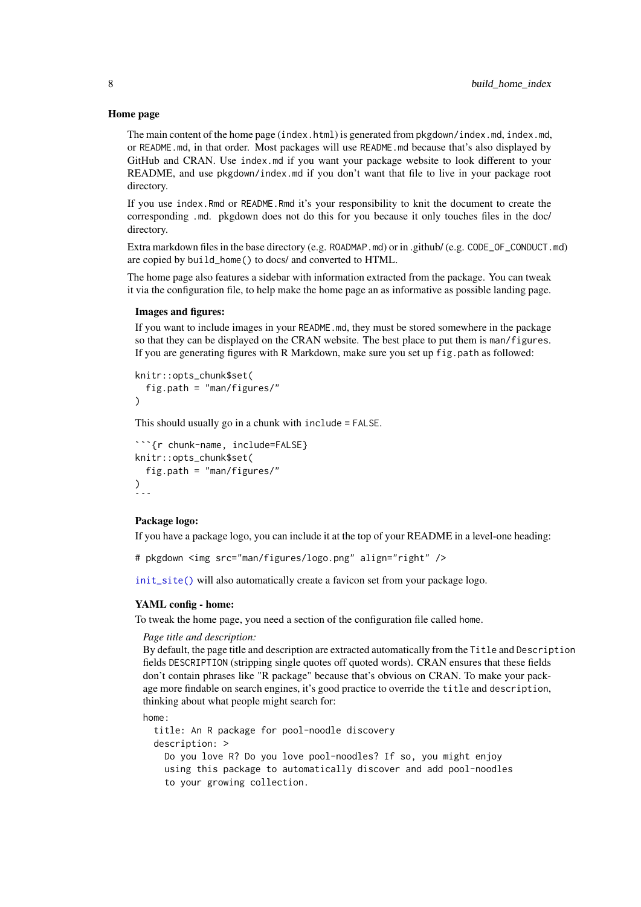### Home page

The main content of the home page (`index.html`) is generated from `pkgdown/index.md`, `index.md`, or `README.md`, in that order. Most packages will use `README.md` because that's also displayed by GitHub and CRAN. Use `index.md` if you want your package website to look different to your README, and use `pkgdown/index.md` if you don't want that file to live in your package root directory.

If you use `index.Rmd` or `README.Rmd` it's your responsibility to knit the document to create the corresponding `.md`. pkgdown does not do this for you because it only touches files in the doc/ directory.

Extra markdown files in the base directory (e.g. `ROADMAP.md`) or in .github/ (e.g. `CODE_OF_CONDUCT.md`) are copied by `build_home()` to docs/ and converted to HTML.

The home page also features a sidebar with information extracted from the package. You can tweak it via the configuration file, to help make the home page an as informative as possible landing page.

#### Images and figures:

If you want to include images in your `README.md`, they must be stored somewhere in the package so that they can be displayed on the CRAN website. The best place to put them is `man/figures`. If you are generating figures with R Markdown, make sure you set up `fig.path` as followed:

```
knitr::opts_chunk$set(
  fig.path = "man/figures/"
)
```

This should usually go in a chunk with `include = FALSE`.

````
```{r chunk-name, include=FALSE}
knitr::opts_chunk$set(
  fig.path = "man/figures/"
)
```
````

#### Package logo:

If you have a package logo, you can include it at the top of your README in a level-one heading:

```
# pkgdown <img src="man/figures/logo.png" align="right" />
```

`init_site()` will also automatically create a favicon set from your package logo.

#### YAML config - home:

To tweak the home page, you need a section of the configuration file called `home`.

*Page title and description:*
By default, the page title and description are extracted automatically from the `Title` and `Description` fields `DESCRIPTION` (stripping single quotes off quoted words). CRAN ensures that these fields don't contain phrases like "R package" because that's obvious on CRAN. To make your package more findable on search engines, it's good practice to override the `title` and `description`, thinking about what people might search for:

```
home:
  title: An R package for pool-noodle discovery
  description: >
    Do you love R? Do you love pool-noodles? If so, you might enjoy
    using this package to automatically discover and add pool-noodles
    to your growing collection.
```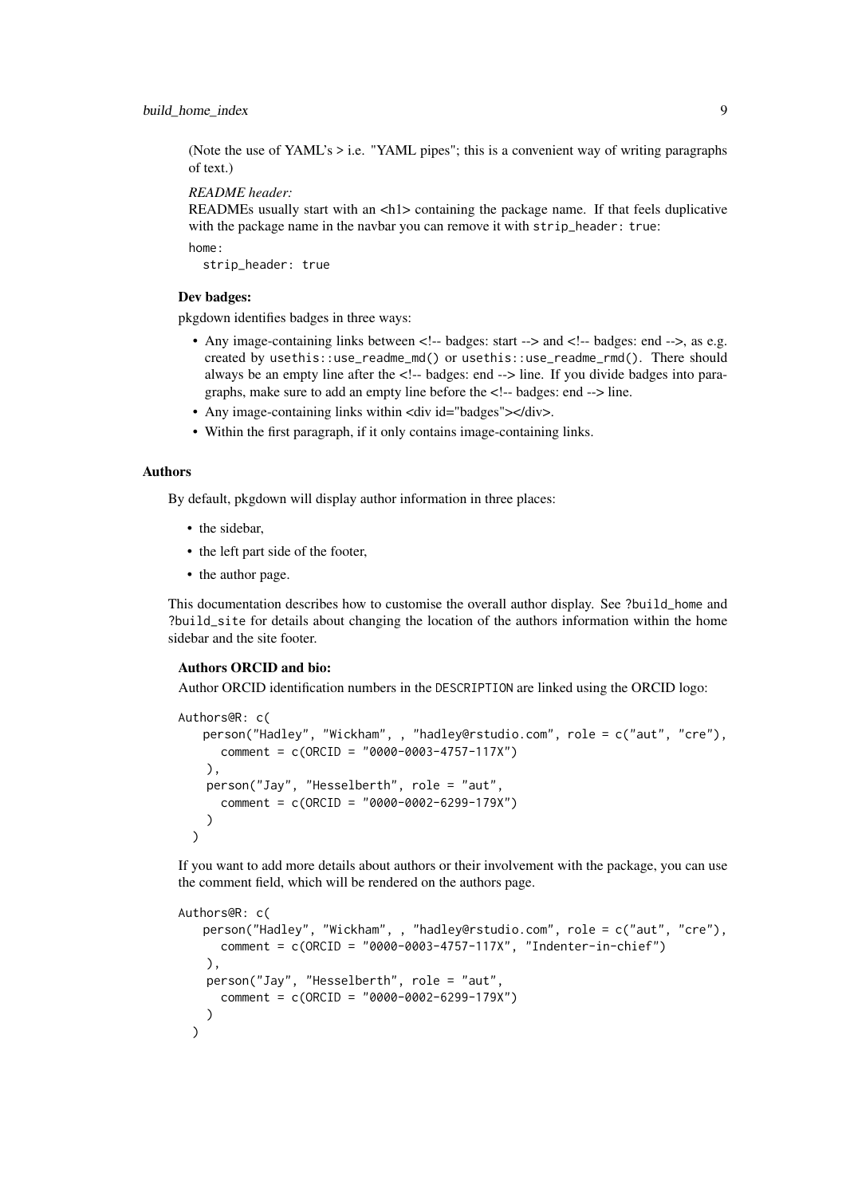(Note the use of YAML's > i.e. "YAML pipes"; this is a convenient way of writing paragraphs of text.)

*README header:*

READMEs usually start with an <h1> containing the package name. If that feels duplicative with the package name in the navbar you can remove it with `strip_header: true`:

```
home:
  strip_header: true
```

**Dev badges:**

pkgdown identifies badges in three ways:

- Any image-containing links between <!-- badges: start --> and <!-- badges: end -->, as e.g. created by `usethis::use_readme_md()` or `usethis::use_readme_rmd()`. There should always be an empty line after the <!-- badges: end --> line. If you divide badges into paragraphs, make sure to add an empty line before the <!-- badges: end --> line.
- Any image-containing links within <div id="badges"></div>.
- Within the first paragraph, if it only contains image-containing links.

## Authors

By default, pkgdown will display author information in three places:

- the sidebar,
- the left part side of the footer,
- the author page.

This documentation describes how to customise the overall author display. See `?build_home` and `?build_site` for details about changing the location of the authors information within the home sidebar and the site footer.

**Authors ORCID and bio:**

Author ORCID identification numbers in the `DESCRIPTION` are linked using the ORCID logo:

```
Authors@R: c(
    person("Hadley", "Wickham", , "hadley@rstudio.com", role = c("aut", "cre"),
      comment = c(ORCID = "0000-0003-4757-117X")
    ),
    person("Jay", "Hesselberth", role = "aut",
      comment = c(ORCID = "0000-0002-6299-179X")
    )
  )
```

If you want to add more details about authors or their involvement with the package, you can use the comment field, which will be rendered on the authors page.

```
Authors@R: c(
    person("Hadley", "Wickham", , "hadley@rstudio.com", role = c("aut", "cre"),
      comment = c(ORCID = "0000-0003-4757-117X", "Indenter-in-chief")
    ),
    person("Jay", "Hesselberth", role = "aut",
      comment = c(ORCID = "0000-0002-6299-179X")
    )
  )
```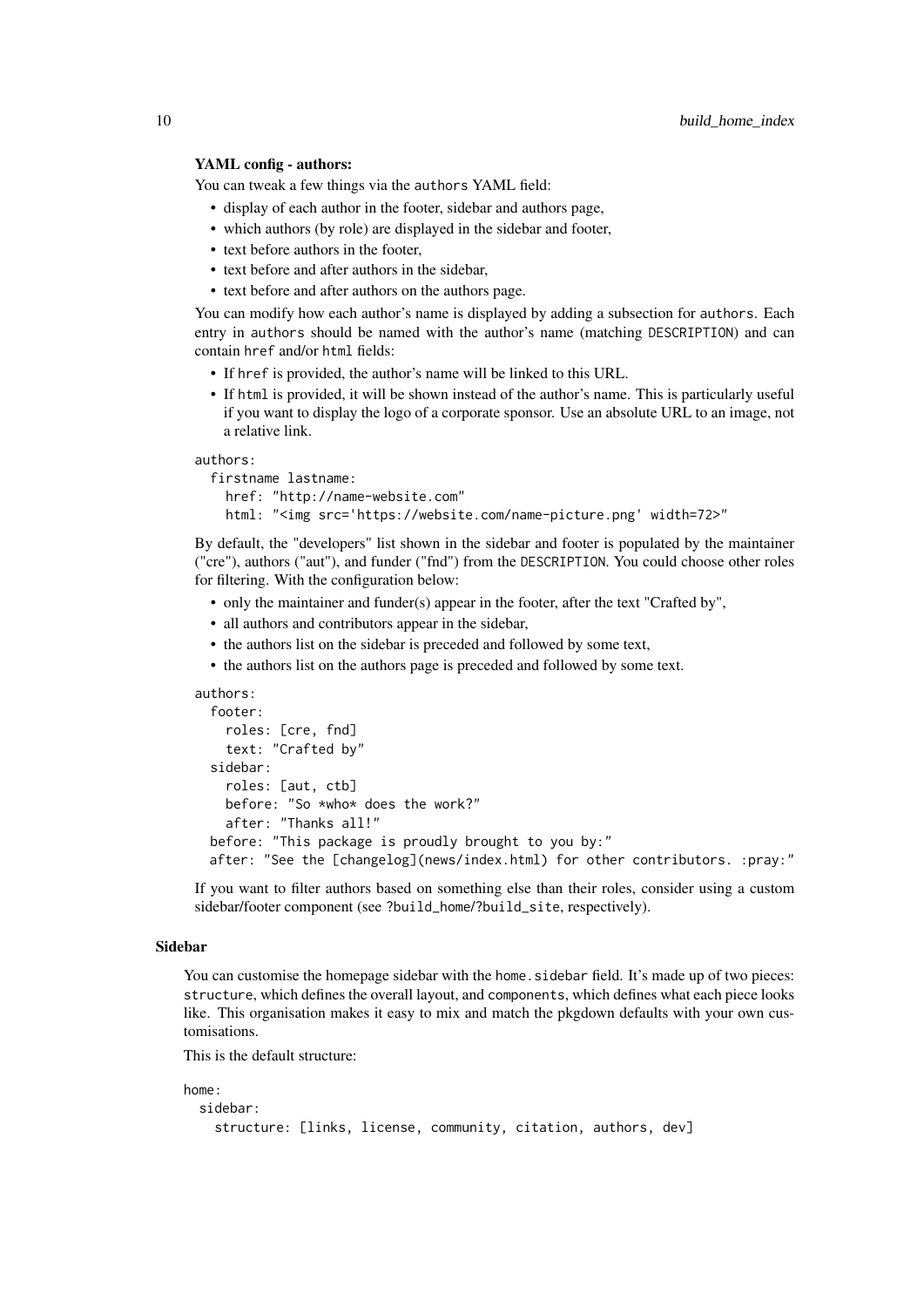### YAML config - authors:

You can tweak a few things via the `authors` YAML field:

- display of each author in the footer, sidebar and authors page,
- which authors (by role) are displayed in the sidebar and footer,
- text before authors in the footer,
- text before and after authors in the sidebar,
- text before and after authors on the authors page.

You can modify how each author's name is displayed by adding a subsection for `authors`. Each entry in `authors` should be named with the author's name (matching `DESCRIPTION`) and can contain `href` and/or `html` fields:

- If `href` is provided, the author's name will be linked to this URL.
- If `html` is provided, it will be shown instead of the author's name. This is particularly useful if you want to display the logo of a corporate sponsor. Use an absolute URL to an image, not a relative link.

```
authors:
  firstname lastname:
    href: "http://name-website.com"
    html: "<img src='https://website.com/name-picture.png' width=72>"
```

By default, the "developers" list shown in the sidebar and footer is populated by the maintainer ("cre"), authors ("aut"), and funder ("fnd") from the `DESCRIPTION`. You could choose other roles for filtering. With the configuration below:

- only the maintainer and funder(s) appear in the footer, after the text "Crafted by",
- all authors and contributors appear in the sidebar,
- the authors list on the sidebar is preceded and followed by some text,
- the authors list on the authors page is preceded and followed by some text.

```
authors:
  footer:
    roles: [cre, fnd]
    text: "Crafted by"
  sidebar:
    roles: [aut, ctb]
    before: "So *who* does the work?"
    after: "Thanks all!"
  before: "This package is proudly brought to you by:"
  after: "See the [changelog](news/index.html) for other contributors. :pray:"
```

If you want to filter authors based on something else than their roles, consider using a custom sidebar/footer component (see `?build_home`/`?build_site`, respectively).

## Sidebar

You can customise the homepage sidebar with the `home.sidebar` field. It's made up of two pieces: `structure`, which defines the overall layout, and `components`, which defines what each piece looks like. This organisation makes it easy to mix and match the pkgdown defaults with your own customisations.

This is the default structure:

```
home:
  sidebar:
    structure: [links, license, community, citation, authors, dev]
```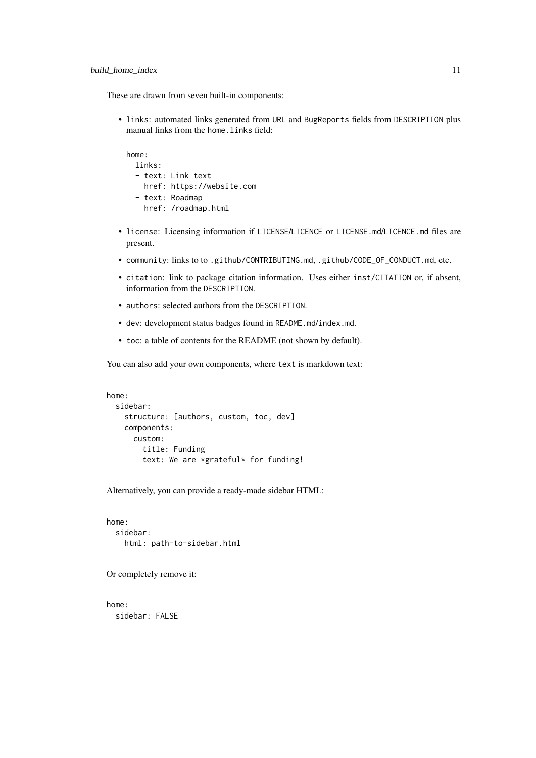These are drawn from seven built-in components:

- `links`: automated links generated from `URL` and `BugReports` fields from `DESCRIPTION` plus manual links from the `home.links` field:

  ```
  home:
    links:
    - text: Link text
      href: https://website.com
    - text: Roadmap
      href: /roadmap.html
  ```

- `license`: Licensing information if `LICENSE`/`LICENCE` or `LICENSE.md`/`LICENCE.md` files are present.
- `community`: links to to `.github/CONTRIBUTING.md`, `.github/CODE_OF_CONDUCT.md`, etc.
- `citation`: link to package citation information. Uses either `inst/CITATION` or, if absent, information from the `DESCRIPTION`.
- `authors`: selected authors from the `DESCRIPTION`.
- `dev`: development status badges found in `README.md`/`index.md`.
- `toc`: a table of contents for the README (not shown by default).

You can also add your own components, where `text` is markdown text:

```
home:
  sidebar:
    structure: [authors, custom, toc, dev]
    components:
      custom:
        title: Funding
        text: We are *grateful* for funding!
```

Alternatively, you can provide a ready-made sidebar HTML:

```
home:
  sidebar:
    html: path-to-sidebar.html
```

Or completely remove it:

```
home:
  sidebar: FALSE
```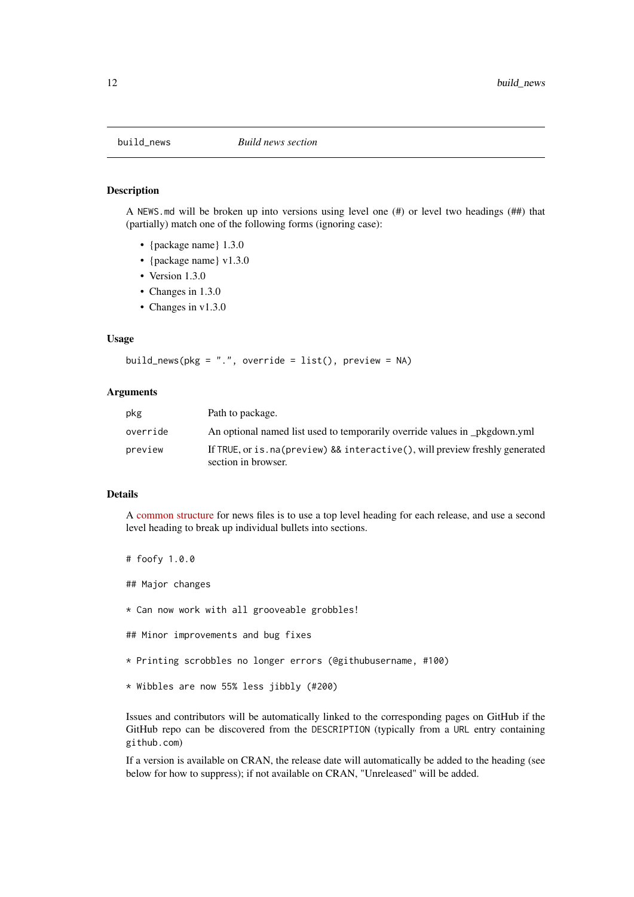## build_news — *Build news section*

### Description

A `NEWS.md` will be broken up into versions using level one (#) or level two headings (##) that (partially) match one of the following forms (ignoring case):

- {package name} 1.3.0
- {package name} v1.3.0
- Version 1.3.0
- Changes in 1.3.0
- Changes in v1.3.0

### Usage

```
build_news(pkg = ".", override = list(), preview = NA)
```

### Arguments

| | |
|---|---|
| `pkg` | Path to package. |
| `override` | An optional named list used to temporarily override values in _pkgdown.yml |
| `preview` | If `TRUE`, or `is.na(preview) && interactive()`, will preview freshly generated section in browser. |

### Details

A common structure for news files is to use a top level heading for each release, and use a second level heading to break up individual bullets into sections.

```
# foofy 1.0.0

## Major changes

* Can now work with all grooveable grobbles!

## Minor improvements and bug fixes

* Printing scrobbles no longer errors (@githubusername, #100)

* Wibbles are now 55% less jibbly (#200)
```

Issues and contributors will be automatically linked to the corresponding pages on GitHub if the GitHub repo can be discovered from the `DESCRIPTION` (typically from a `URL` entry containing `github.com`)

If a version is available on CRAN, the release date will automatically be added to the heading (see below for how to suppress); if not available on CRAN, "Unreleased" will be added.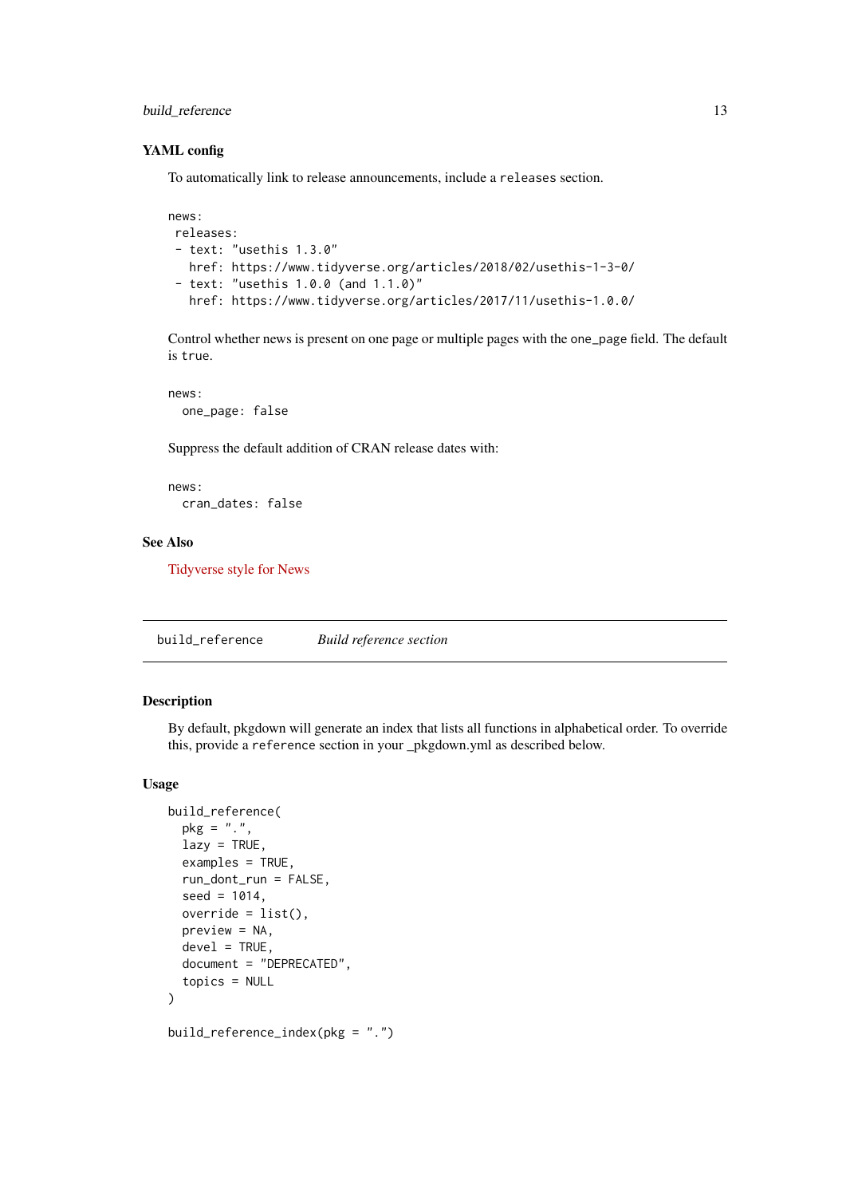### YAML config

To automatically link to release announcements, include a `releases` section.

```
news:
 releases:
 - text: "usethis 1.3.0"
   href: https://www.tidyverse.org/articles/2018/02/usethis-1-3-0/
 - text: "usethis 1.0.0 (and 1.1.0)"
   href: https://www.tidyverse.org/articles/2017/11/usethis-1.0.0/
```

Control whether news is present on one page or multiple pages with the one_page field. The default is `true`.

```
news:
  one_page: false
```

Suppress the default addition of CRAN release dates with:

```
news:
  cran_dates: false
```

### See Also

Tidyverse style for News

---

`build_reference` *Build reference section*

---

### Description

By default, pkgdown will generate an index that lists all functions in alphabetical order. To override this, provide a `reference` section in your _pkgdown.yml as described below.

### Usage

```
build_reference(
  pkg = ".",
  lazy = TRUE,
  examples = TRUE,
  run_dont_run = FALSE,
  seed = 1014,
  override = list(),
  preview = NA,
  devel = TRUE,
  document = "DEPRECATED",
  topics = NULL
)

build_reference_index(pkg = ".")
```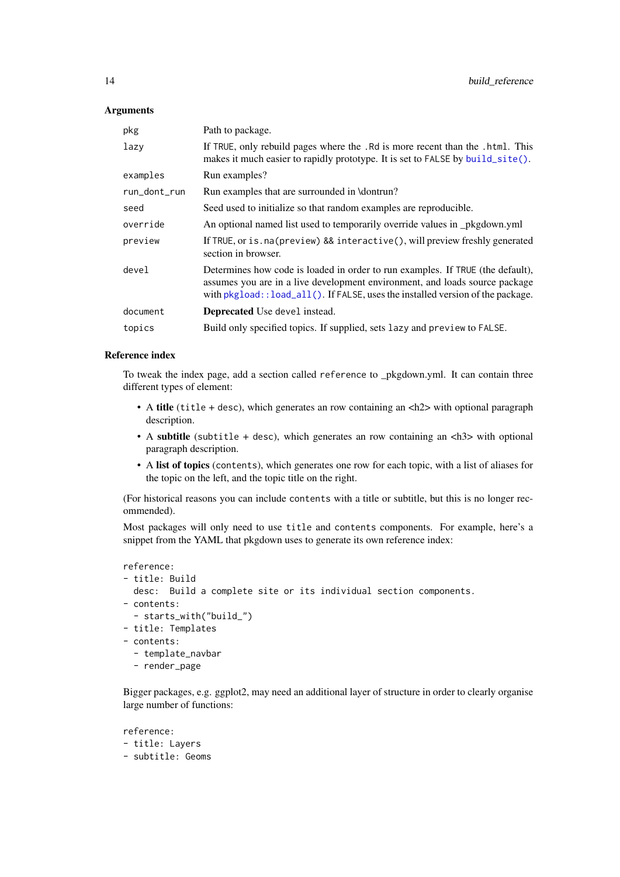### Arguments

| | |
|---|---|
| `pkg` | Path to package. |
| `lazy` | If `TRUE`, only rebuild pages where the `.Rd` is more recent than the `.html`. This makes it much easier to rapidly prototype. It is set to `FALSE` by `build_site()`. |
| `examples` | Run examples? |
| `run_dont_run` | Run examples that are surrounded in \dontrun? |
| `seed` | Seed used to initialize so that random examples are reproducible. |
| `override` | An optional named list used to temporarily override values in _pkgdown.yml |
| `preview` | If `TRUE`, or `is.na(preview) && interactive()`, will preview freshly generated section in browser. |
| `devel` | Determines how code is loaded in order to run examples. If `TRUE` (the default), assumes you are in a live development environment, and loads source package with `pkgload::load_all()`. If `FALSE`, uses the installed version of the package. |
| `document` | **Deprecated** Use `devel` instead. |
| `topics` | Build only specified topics. If supplied, sets `lazy` and `preview` to `FALSE`. |

### Reference index

To tweak the index page, add a section called `reference` to _pkgdown.yml. It can contain three different types of element:

- A **title** (`title` + `desc`), which generates an row containing an <h2> with optional paragraph description.
- A **subtitle** (`subtitle` + `desc`), which generates an row containing an <h3> with optional paragraph description.
- A **list of topics** (`contents`), which generates one row for each topic, with a list of aliases for the topic on the left, and the topic title on the right.

(For historical reasons you can include `contents` with a title or subtitle, but this is no longer recommended).

Most packages will only need to use `title` and `contents` components. For example, here's a snippet from the YAML that pkgdown uses to generate its own reference index:

```
reference:
- title: Build
  desc:  Build a complete site or its individual section components.
- contents:
  - starts_with("build_")
- title: Templates
- contents:
  - template_navbar
  - render_page
```

Bigger packages, e.g. ggplot2, may need an additional layer of structure in order to clearly organise large number of functions:

```
reference:
- title: Layers
- subtitle: Geoms
```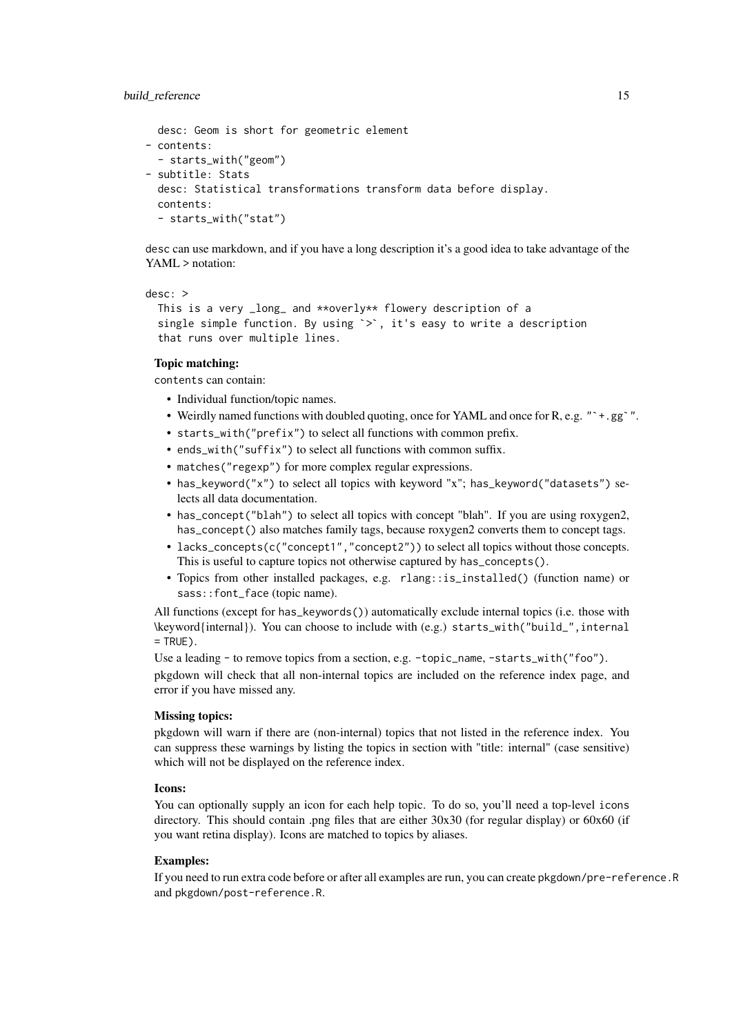```
  desc: Geom is short for geometric element
- contents:
  - starts_with("geom")
- subtitle: Stats
  desc: Statistical transformations transform data before display.
  contents:
  - starts_with("stat")
```

desc can use markdown, and if you have a long description it's a good idea to take advantage of the YAML > notation:

```
desc: >
  This is a very _long_ and **overly** flowery description of a
  single simple function. By using `>`, it's easy to write a description
  that runs over multiple lines.
```

**Topic matching:**

`contents` can contain:

- Individual function/topic names.
- Weirdly named functions with doubled quoting, once for YAML and once for R, e.g. `"`+.gg`"`.
- `starts_with("prefix")` to select all functions with common prefix.
- `ends_with("suffix")` to select all functions with common suffix.
- `matches("regexp")` for more complex regular expressions.
- `has_keyword("x")` to select all topics with keyword "x"; `has_keyword("datasets")` selects all data documentation.
- `has_concept("blah")` to select all topics with concept "blah". If you are using roxygen2, `has_concept()` also matches family tags, because roxygen2 converts them to concept tags.
- `lacks_concepts(c("concept1","concept2"))` to select all topics without those concepts. This is useful to capture topics not otherwise captured by `has_concepts()`.
- Topics from other installed packages, e.g. `rlang::is_installed()` (function name) or `sass::font_face` (topic name).

All functions (except for `has_keywords()`) automatically exclude internal topics (i.e. those with \keyword{internal}). You can choose to include with (e.g.) `starts_with("build_",internal = TRUE)`.

Use a leading `-` to remove topics from a section, e.g. `-topic_name`, `-starts_with("foo")`.

pkgdown will check that all non-internal topics are included on the reference index page, and error if you have missed any.

**Missing topics:**

pkgdown will warn if there are (non-internal) topics that not listed in the reference index. You can suppress these warnings by listing the topics in section with "title: internal" (case sensitive) which will not be displayed on the reference index.

**Icons:**

You can optionally supply an icon for each help topic. To do so, you'll need a top-level `icons` directory. This should contain .png files that are either 30x30 (for regular display) or 60x60 (if you want retina display). Icons are matched to topics by aliases.

**Examples:**

If you need to run extra code before or after all examples are run, you can create `pkgdown/pre-reference.R` and `pkgdown/post-reference.R`.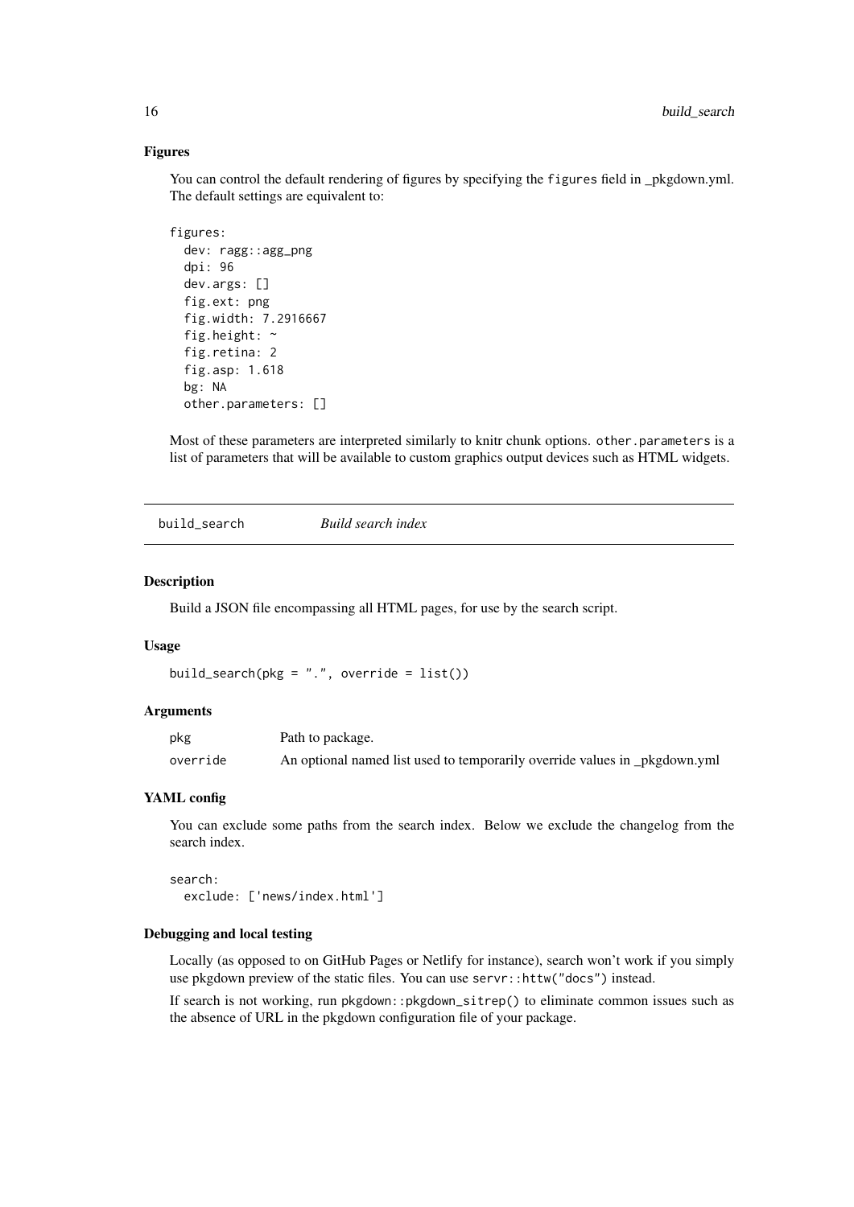### Figures

You can control the default rendering of figures by specifying the `figures` field in _pkgdown.yml. The default settings are equivalent to:

```
figures:
  dev: ragg::agg_png
  dpi: 96
  dev.args: []
  fig.ext: png
  fig.width: 7.2916667
  fig.height: ~
  fig.retina: 2
  fig.asp: 1.618
  bg: NA
  other.parameters: []
```

Most of these parameters are interpreted similarly to knitr chunk options. `other.parameters` is a list of parameters that will be available to custom graphics output devices such as HTML widgets.

---

## build_search — *Build search index*

### Description

Build a JSON file encompassing all HTML pages, for use by the search script.

### Usage

```
build_search(pkg = ".", override = list())
```

### Arguments

| | |
|---|---|
| pkg | Path to package. |
| override | An optional named list used to temporarily override values in _pkgdown.yml |

### YAML config

You can exclude some paths from the search index. Below we exclude the changelog from the search index.

```
search:
  exclude: ['news/index.html']
```

### Debugging and local testing

Locally (as opposed to on GitHub Pages or Netlify for instance), search won't work if you simply use pkgdown preview of the static files. You can use `servr::httw("docs")` instead.

If search is not working, run `pkgdown::pkgdown_sitrep()` to eliminate common issues such as the absence of URL in the pkgdown configuration file of your package.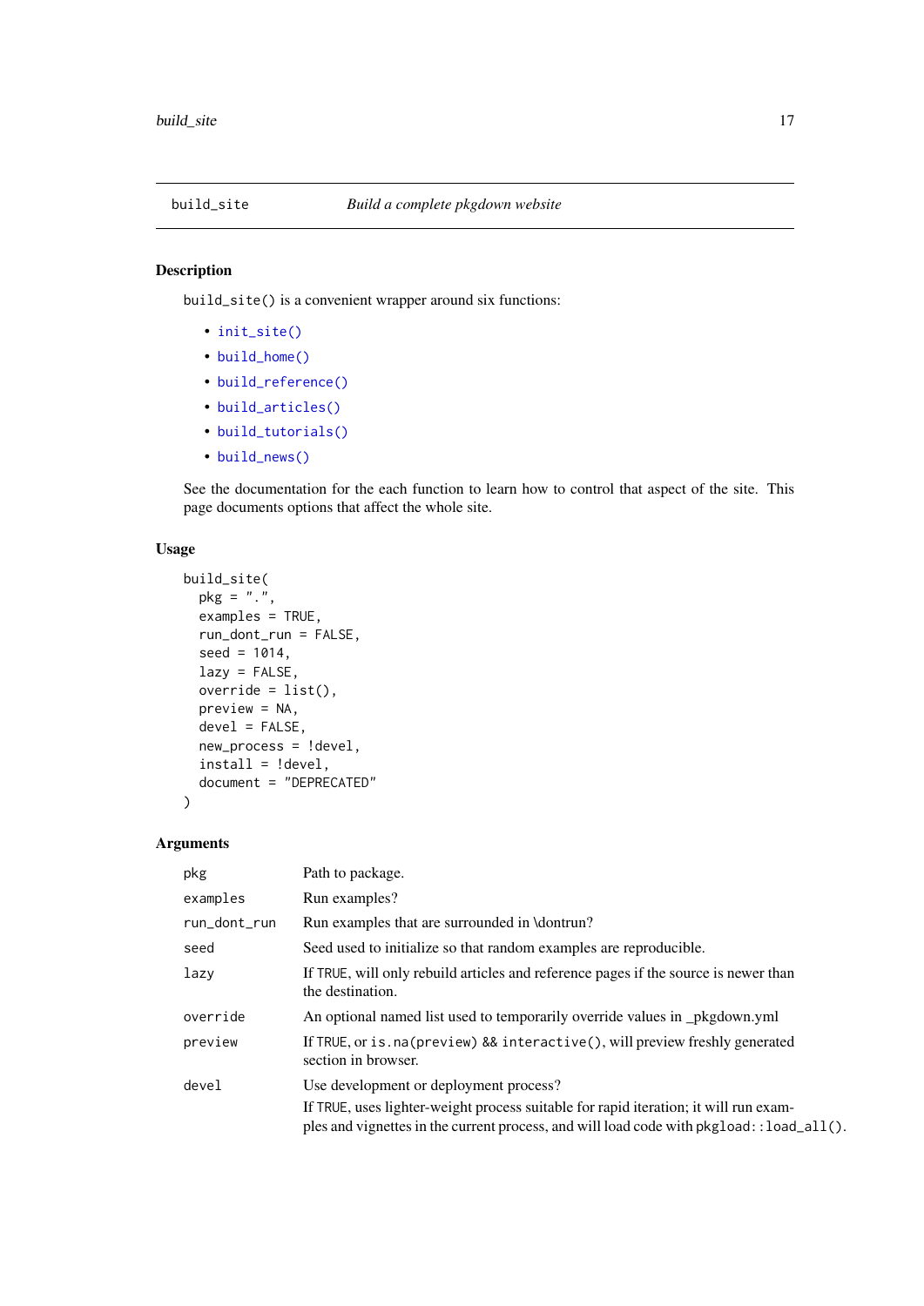## build_site — *Build a complete pkgdown website*

### Description

`build_site()` is a convenient wrapper around six functions:

- `init_site()`
- `build_home()`
- `build_reference()`
- `build_articles()`
- `build_tutorials()`
- `build_news()`

See the documentation for the each function to learn how to control that aspect of the site. This page documents options that affect the whole site.

### Usage

```
build_site(
  pkg = ".",
  examples = TRUE,
  run_dont_run = FALSE,
  seed = 1014,
  lazy = FALSE,
  override = list(),
  preview = NA,
  devel = FALSE,
  new_process = !devel,
  install = !devel,
  document = "DEPRECATED"
)
```

### Arguments

| | |
|---|---|
| `pkg` | Path to package. |
| `examples` | Run examples? |
| `run_dont_run` | Run examples that are surrounded in \dontrun? |
| `seed` | Seed used to initialize so that random examples are reproducible. |
| `lazy` | If `TRUE`, will only rebuild articles and reference pages if the source is newer than the destination. |
| `override` | An optional named list used to temporarily override values in _pkgdown.yml |
| `preview` | If `TRUE`, or `is.na(preview) && interactive()`, will preview freshly generated section in browser. |
| `devel` | Use development or deployment process?<br>If `TRUE`, uses lighter-weight process suitable for rapid iteration; it will run examples and vignettes in the current process, and will load code with `pkgload::load_all()`. |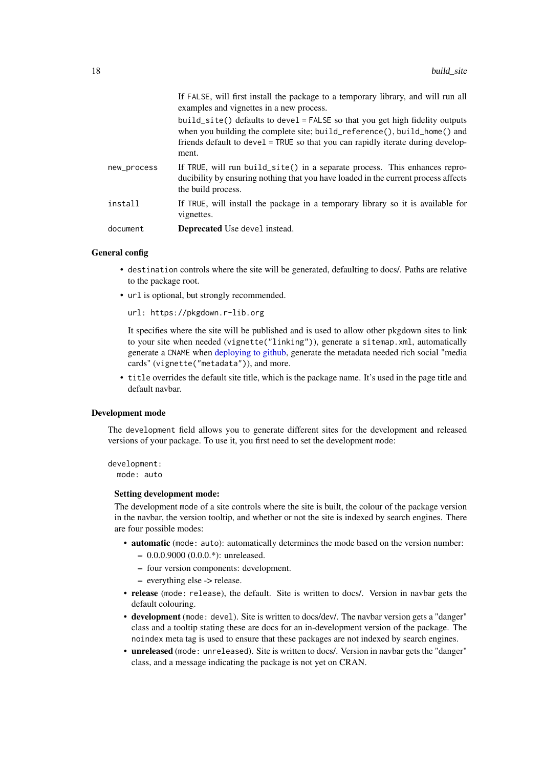If FALSE, will first install the package to a temporary library, and will run all examples and vignettes in a new process.

build_site() defaults to devel = FALSE so that you get high fidelity outputs when you building the complete site; build_reference(), build_home() and friends default to devel = TRUE so that you can rapidly iterate during development.

new_process
: If TRUE, will run build_site() in a separate process. This enhances reproducibility by ensuring nothing that you have loaded in the current process affects the build process.

install
: If TRUE, will install the package in a temporary library so it is available for vignettes.

document
: **Deprecated** Use devel instead.

### General config

- destination controls where the site will be generated, defaulting to docs/. Paths are relative to the package root.
- url is optional, but strongly recommended.

  ```
  url: https://pkgdown.r-lib.org
  ```

  It specifies where the site will be published and is used to allow other pkgdown sites to link to your site when needed (vignette("linking")), generate a sitemap.xml, automatically generate a CNAME when deploying to github, generate the metadata needed rich social "media cards" (vignette("metadata")), and more.
- title overrides the default site title, which is the package name. It's used in the page title and default navbar.

### Development mode

The development field allows you to generate different sites for the development and released versions of your package. To use it, you first need to set the development mode:

```
development:
  mode: auto
```

#### Setting development mode:

The development mode of a site controls where the site is built, the colour of the package version in the navbar, the version tooltip, and whether or not the site is indexed by search engines. There are four possible modes:

- **automatic** (mode: auto): automatically determines the mode based on the version number:
  - 0.0.0.9000 (0.0.0.*): unreleased.
  - four version components: development.
  - everything else -> release.
- **release** (mode: release), the default. Site is written to docs/. Version in navbar gets the default colouring.
- **development** (mode: devel). Site is written to docs/dev/. The navbar version gets a "danger" class and a tooltip stating these are docs for an in-development version of the package. The noindex meta tag is used to ensure that these packages are not indexed by search engines.
- **unreleased** (mode: unreleased). Site is written to docs/. Version in navbar gets the "danger" class, and a message indicating the package is not yet on CRAN.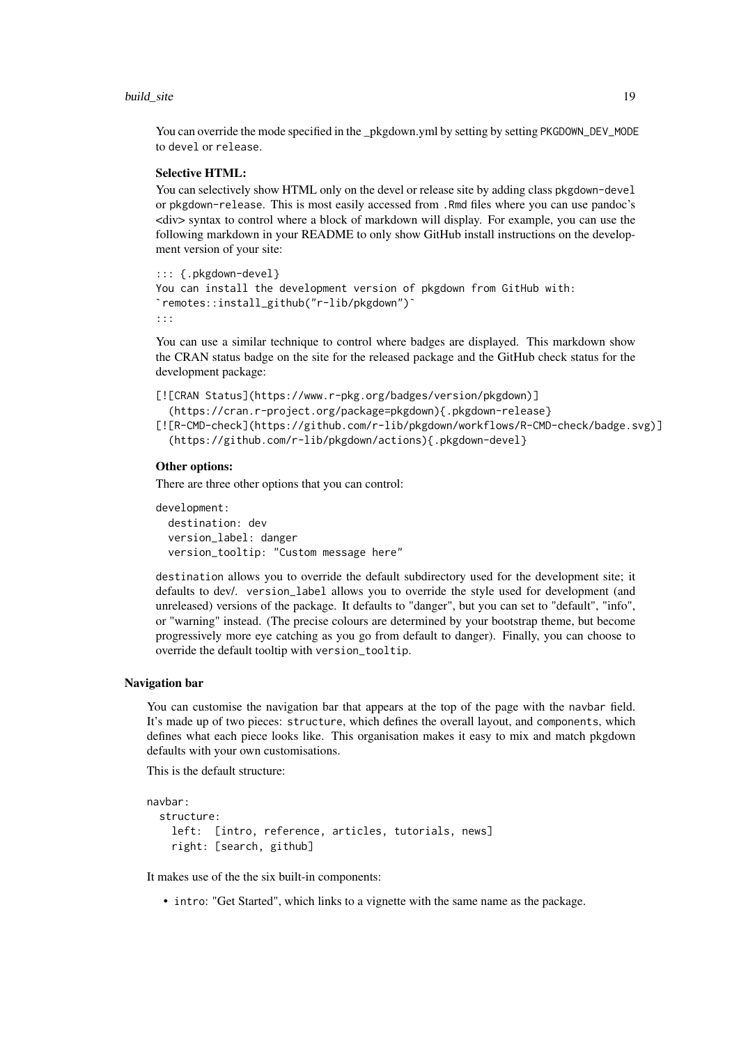You can override the mode specified in the _pkgdown.yml by setting by setting `PKGDOWN_DEV_MODE` to `devel` or `release`.

**Selective HTML:**

You can selectively show HTML only on the devel or release site by adding class `pkgdown-devel` or `pkgdown-release`. This is most easily accessed from `.Rmd` files where you can use pandoc's <div> syntax to control where a block of markdown will display. For example, you can use the following markdown in your README to only show GitHub install instructions on the development version of your site:

```
::: {.pkgdown-devel}
You can install the development version of pkgdown from GitHub with:
`remotes::install_github("r-lib/pkgdown")`
:::
```

You can use a similar technique to control where badges are displayed. This markdown show the CRAN status badge on the site for the released package and the GitHub check status for the development package:

```
[![CRAN Status](https://www.r-pkg.org/badges/version/pkgdown)]
  (https://cran.r-project.org/package=pkgdown){.pkgdown-release}
[![R-CMD-check](https://github.com/r-lib/pkgdown/workflows/R-CMD-check/badge.svg)]
  (https://github.com/r-lib/pkgdown/actions){.pkgdown-devel}
```

**Other options:**

There are three other options that you can control:

```
development:
  destination: dev
  version_label: danger
  version_tooltip: "Custom message here"
```

`destination` allows you to override the default subdirectory used for the development site; it defaults to dev/. `version_label` allows you to override the style used for development (and unreleased) versions of the package. It defaults to "danger", but you can set to "default", "info", or "warning" instead. (The precise colours are determined by your bootstrap theme, but become progressively more eye catching as you go from default to danger). Finally, you can choose to override the default tooltip with `version_tooltip`.

## Navigation bar

You can customise the navigation bar that appears at the top of the page with the `navbar` field. It's made up of two pieces: `structure`, which defines the overall layout, and `components`, which defines what each piece looks like. This organisation makes it easy to mix and match pkgdown defaults with your own customisations.

This is the default structure:

```
navbar:
  structure:
    left:  [intro, reference, articles, tutorials, news]
    right: [search, github]
```

It makes use of the the six built-in components:

- `intro`: "Get Started", which links to a vignette with the same name as the package.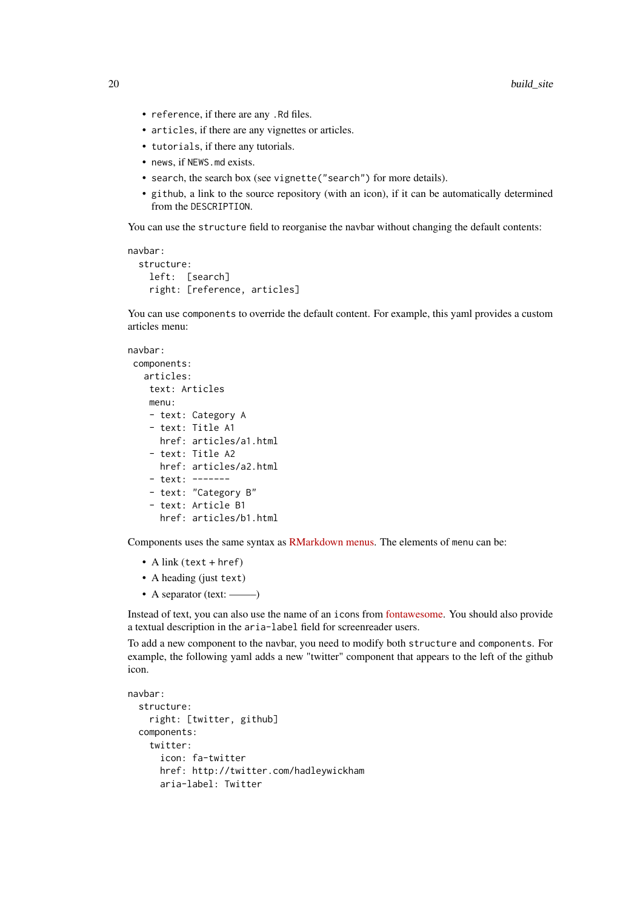- `reference`, if there are any `.Rd` files.
- `articles`, if there are any vignettes or articles.
- `tutorials`, if there any tutorials.
- `news`, if `NEWS.md` exists.
- `search`, the search box (see `vignette("search")` for more details).
- `github`, a link to the source repository (with an icon), if it can be automatically determined from the `DESCRIPTION`.

You can use the `structure` field to reorganise the navbar without changing the default contents:

```
navbar:
  structure:
    left:  [search]
    right: [reference, articles]
```

You can use `components` to override the default content. For example, this yaml provides a custom articles menu:

```
navbar:
 components:
   articles:
    text: Articles
    menu:
    - text: Category A
    - text: Title A1
      href: articles/a1.html
    - text: Title A2
      href: articles/a2.html
    - text: -------
    - text: "Category B"
    - text: Article B1
      href: articles/b1.html
```

Components uses the same syntax as RMarkdown menus. The elements of `menu` can be:

- A link (`text` + `href`)
- A heading (just `text`)
- A separator (text: ———)

Instead of text, you can also use the name of an `icon`s from fontawesome. You should also provide a textual description in the `aria-label` field for screenreader users.

To add a new component to the navbar, you need to modify both `structure` and `components`. For example, the following yaml adds a new "twitter" component that appears to the left of the github icon.

```
navbar:
  structure:
    right: [twitter, github]
  components:
    twitter:
      icon: fa-twitter
      href: http://twitter.com/hadleywickham
      aria-label: Twitter
```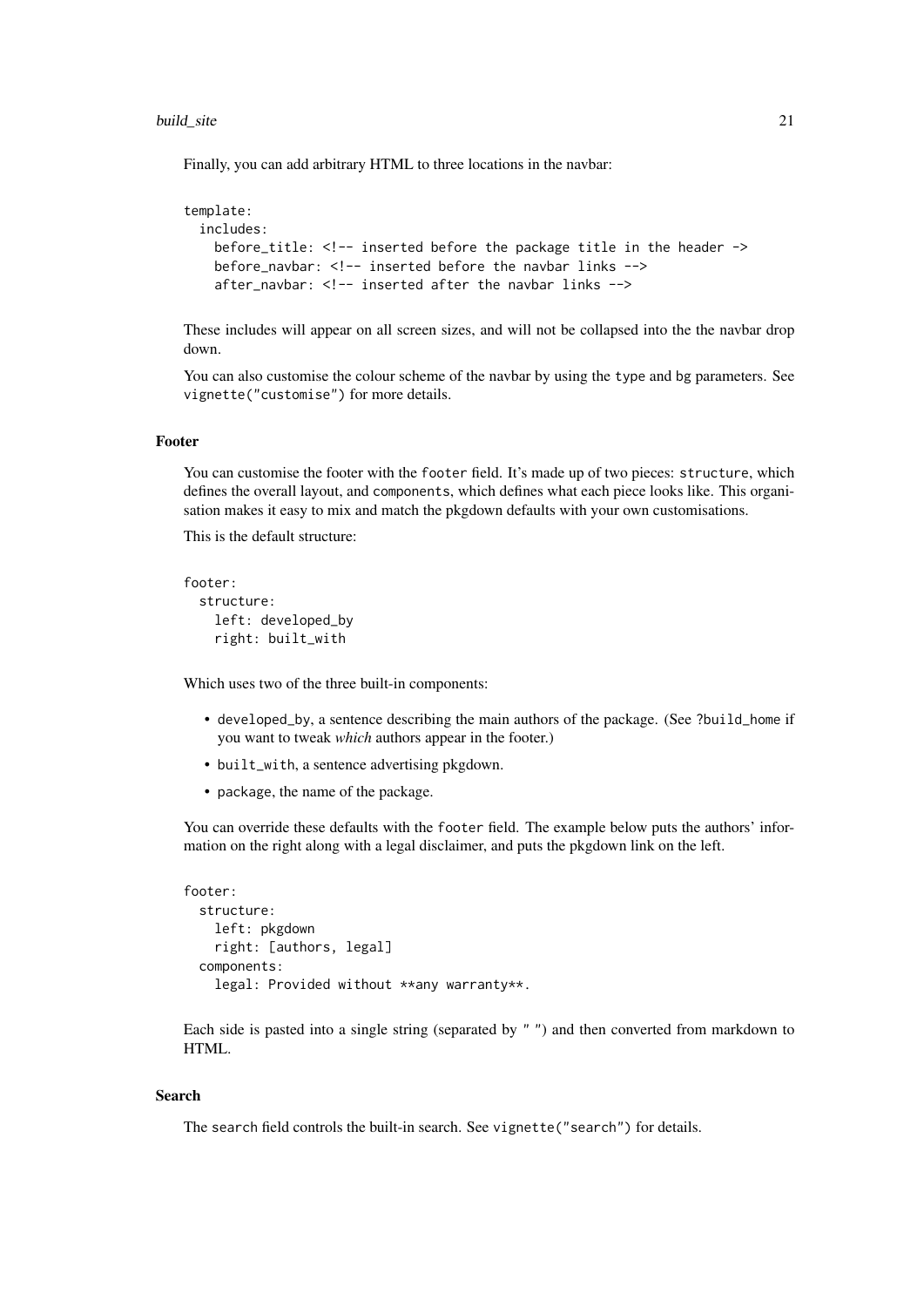Finally, you can add arbitrary HTML to three locations in the navbar:

```
template:
  includes:
    before_title: <!-- inserted before the package title in the header ->
    before_navbar: <!-- inserted before the navbar links -->
    after_navbar: <!-- inserted after the navbar links -->
```

These includes will appear on all screen sizes, and will not be collapsed into the the navbar drop down.

You can also customise the colour scheme of the navbar by using the `type` and `bg` parameters. See `vignette("customise")` for more details.

### Footer

You can customise the footer with the `footer` field. It's made up of two pieces: `structure`, which defines the overall layout, and `components`, which defines what each piece looks like. This organisation makes it easy to mix and match the pkgdown defaults with your own customisations.

This is the default structure:

```
footer:
  structure:
    left: developed_by
    right: built_with
```

Which uses two of the three built-in components:

- `developed_by`, a sentence describing the main authors of the package. (See `?build_home` if you want to tweak *which* authors appear in the footer.)
- `built_with`, a sentence advertising pkgdown.
- `package`, the name of the package.

You can override these defaults with the `footer` field. The example below puts the authors' information on the right along with a legal disclaimer, and puts the pkgdown link on the left.

```
footer:
  structure:
    left: pkgdown
    right: [authors, legal]
  components:
    legal: Provided without **any warranty**.
```

Each side is pasted into a single string (separated by `" "`) and then converted from markdown to HTML.

### Search

The `search` field controls the built-in search. See `vignette("search")` for details.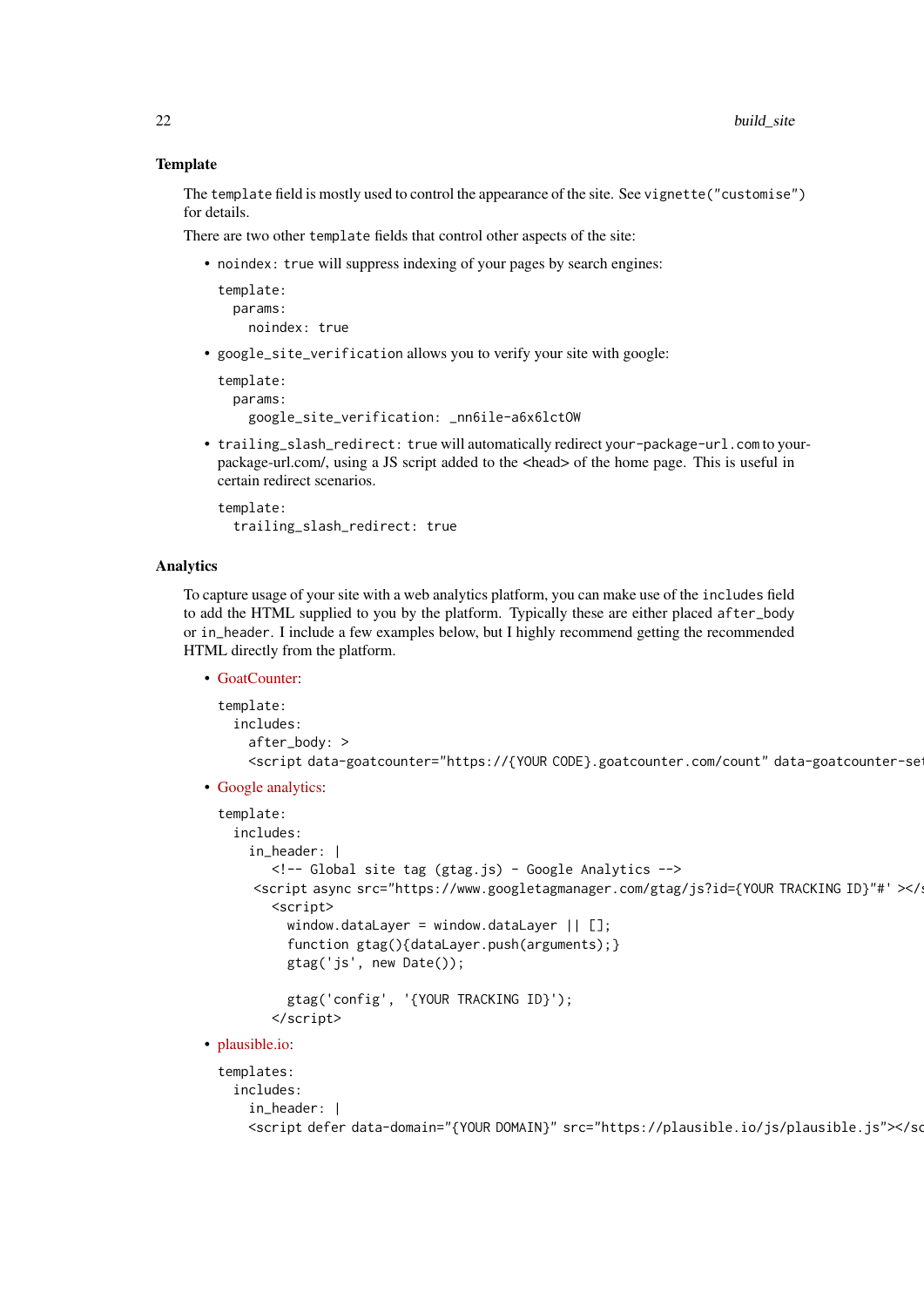### Template

The `template` field is mostly used to control the appearance of the site. See `vignette("customise")` for details.

There are two other `template` fields that control other aspects of the site:

- `noindex: true` will suppress indexing of your pages by search engines:

```
template:
  params:
    noindex: true
```

- `google_site_verification` allows you to verify your site with google:

```
template:
  params:
    google_site_verification: _nn6ile-a6x6lctOW
```

- `trailing_slash_redirect: true` will automatically redirect `your-package-url.com` to your-package-url.com/, using a JS script added to the <head> of the home page. This is useful in certain redirect scenarios.

```
template:
  trailing_slash_redirect: true
```

### Analytics

To capture usage of your site with a web analytics platform, you can make use of the `includes` field to add the HTML supplied to you by the platform. Typically these are either placed `after_body` or `in_header`. I include a few examples below, but I highly recommend getting the recommended HTML directly from the platform.

- GoatCounter:

```
template:
  includes:
    after_body: >
    <script data-goatcounter="https://{YOUR CODE}.goatcounter.com/count" data-goatcounter-se
```

- Google analytics:

```
template:
  includes:
    in_header: |
       <!-- Global site tag (gtag.js) - Google Analytics -->
     <script async src="https://www.googletagmanager.com/gtag/js?id={YOUR TRACKING ID}"#' ></
       <script>
         window.dataLayer = window.dataLayer || [];
         function gtag(){dataLayer.push(arguments);}
         gtag('js', new Date());

         gtag('config', '{YOUR TRACKING ID}');
       </script>
```

- plausible.io:

```
templates:
  includes:
    in_header: |
    <script defer data-domain="{YOUR DOMAIN}" src="https://plausible.io/js/plausible.js"></sc
```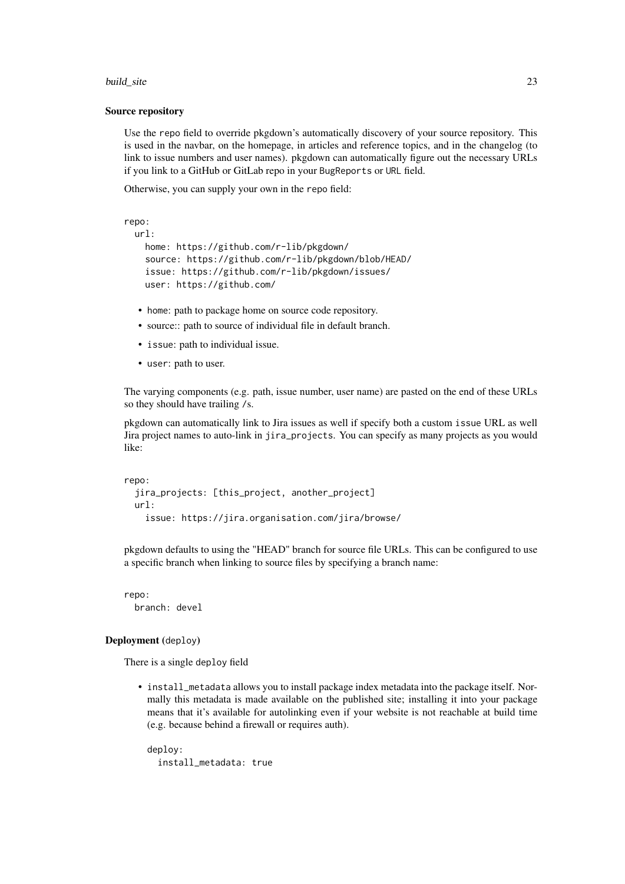### Source repository

Use the `repo` field to override pkgdown's automatically discovery of your source repository. This is used in the navbar, on the homepage, in articles and reference topics, and in the changelog (to link to issue numbers and user names). pkgdown can automatically figure out the necessary URLs if you link to a GitHub or GitLab repo in your `BugReports` or `URL` field.

Otherwise, you can supply your own in the `repo` field:

```
repo:
  url:
    home: https://github.com/r-lib/pkgdown/
    source: https://github.com/r-lib/pkgdown/blob/HEAD/
    issue: https://github.com/r-lib/pkgdown/issues/
    user: https://github.com/
```

- `home`: path to package home on source code repository.
- source:: path to source of individual file in default branch.
- `issue`: path to individual issue.
- `user`: path to user.

The varying components (e.g. path, issue number, user name) are pasted on the end of these URLs so they should have trailing `/`s.

pkgdown can automatically link to Jira issues as well if specify both a custom `issue` URL as well Jira project names to auto-link in `jira_projects`. You can specify as many projects as you would like:

```
repo:
  jira_projects: [this_project, another_project]
  url:
    issue: https://jira.organisation.com/jira/browse/
```

pkgdown defaults to using the "HEAD" branch for source file URLs. This can be configured to use a specific branch when linking to source files by specifying a branch name:

```
repo:
  branch: devel
```

### Deployment (`deploy`)

There is a single `deploy` field

- `install_metadata` allows you to install package index metadata into the package itself. Normally this metadata is made available on the published site; installing it into your package means that it's available for autolinking even if your website is not reachable at build time (e.g. because behind a firewall or requires auth).

  ```
  deploy:
    install_metadata: true
  ```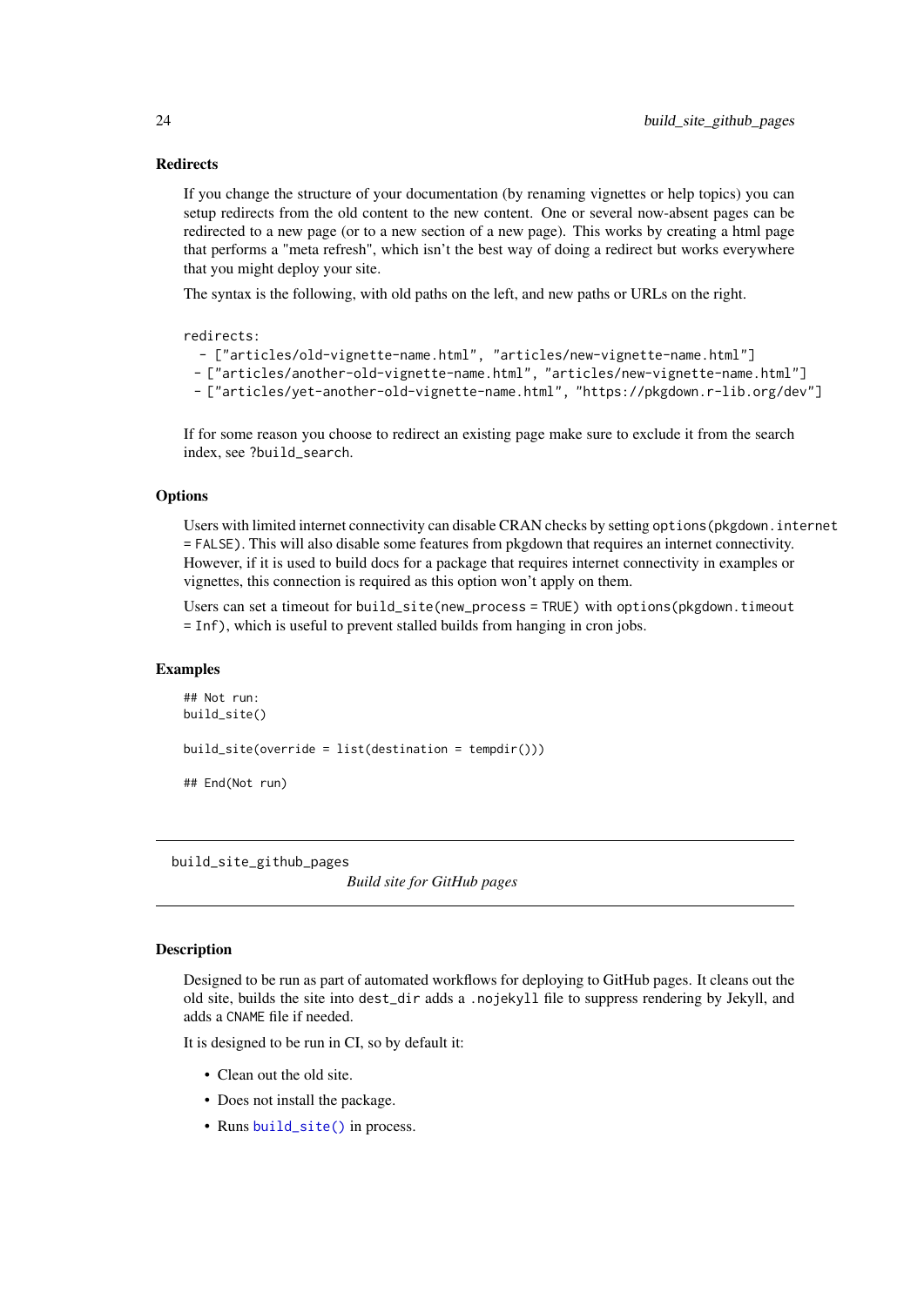### Redirects

If you change the structure of your documentation (by renaming vignettes or help topics) you can setup redirects from the old content to the new content. One or several now-absent pages can be redirected to a new page (or to a new section of a new page). This works by creating a html page that performs a "meta refresh", which isn't the best way of doing a redirect but works everywhere that you might deploy your site.

The syntax is the following, with old paths on the left, and new paths or URLs on the right.

```
redirects:
  - ["articles/old-vignette-name.html", "articles/new-vignette-name.html"]
 - ["articles/another-old-vignette-name.html", "articles/new-vignette-name.html"]
 - ["articles/yet-another-old-vignette-name.html", "https://pkgdown.r-lib.org/dev"]
```

If for some reason you choose to redirect an existing page make sure to exclude it from the search index, see `?build_search`.

### Options

Users with limited internet connectivity can disable CRAN checks by setting `options(pkgdown.internet = FALSE)`. This will also disable some features from pkgdown that requires an internet connectivity. However, if it is used to build docs for a package that requires internet connectivity in examples or vignettes, this connection is required as this option won't apply on them.

Users can set a timeout for `build_site(new_process = TRUE)` with `options(pkgdown.timeout = Inf)`, which is useful to prevent stalled builds from hanging in cron jobs.

### Examples

```
## Not run:
build_site()

build_site(override = list(destination = tempdir()))

## End(Not run)
```

---

## build_site_github_pages

*Build site for GitHub pages*

---

### Description

Designed to be run as part of automated workflows for deploying to GitHub pages. It cleans out the old site, builds the site into `dest_dir` adds a `.nojekyll` file to suppress rendering by Jekyll, and adds a `CNAME` file if needed.

It is designed to be run in CI, so by default it:

- Clean out the old site.
- Does not install the package.
- Runs `build_site()` in process.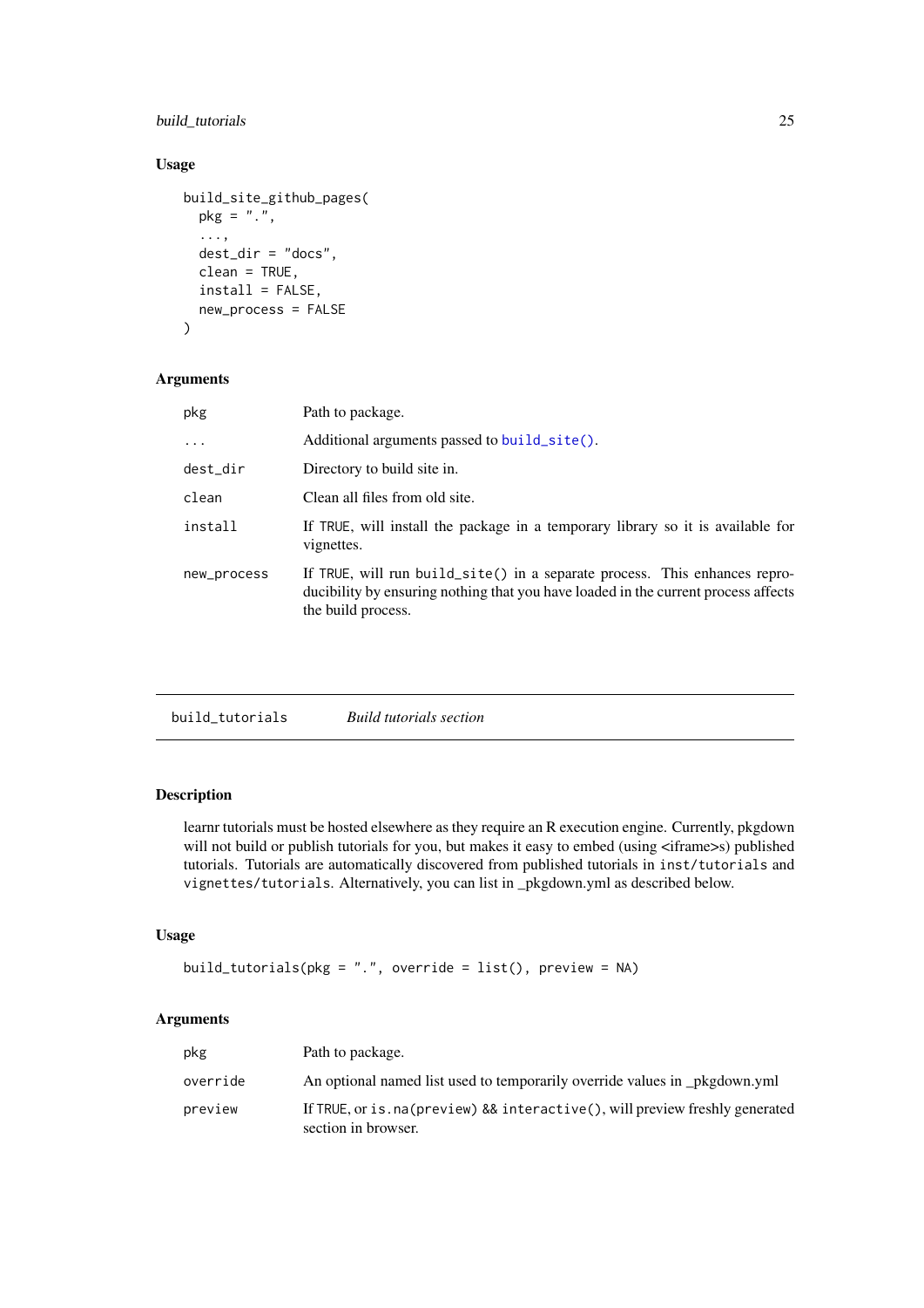### Usage

```
build_site_github_pages(
  pkg = ".",
  ...,
  dest_dir = "docs",
  clean = TRUE,
  install = FALSE,
  new_process = FALSE
)
```

### Arguments

| | |
|---|---|
| pkg | Path to package. |
| ... | Additional arguments passed to `build_site()`. |
| dest_dir | Directory to build site in. |
| clean | Clean all files from old site. |
| install | If `TRUE`, will install the package in a temporary library so it is available for vignettes. |
| new_process | If `TRUE`, will run `build_site()` in a separate process. This enhances reproducibility by ensuring nothing that you have loaded in the current process affects the build process. |

---

## build_tutorials *Build tutorials section*

### Description

learnr tutorials must be hosted elsewhere as they require an R execution engine. Currently, pkgdown will not build or publish tutorials for you, but makes it easy to embed (using <iframe>s) published tutorials. Tutorials are automatically discovered from published tutorials in `inst/tutorials` and `vignettes/tutorials`. Alternatively, you can list in _pkgdown.yml as described below.

### Usage

```
build_tutorials(pkg = ".", override = list(), preview = NA)
```

### Arguments

| | |
|---|---|
| pkg | Path to package. |
| override | An optional named list used to temporarily override values in _pkgdown.yml |
| preview | If `TRUE`, or `is.na(preview) && interactive()`, will preview freshly generated section in browser. |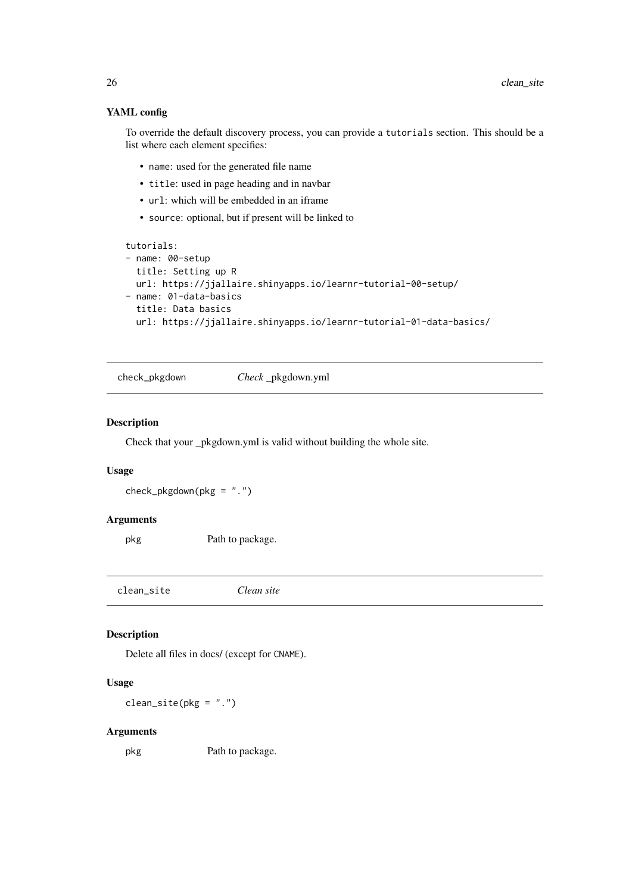### YAML config

To override the default discovery process, you can provide a `tutorials` section. This should be a list where each element specifies:

- `name`: used for the generated file name
- `title`: used in page heading and in navbar
- `url`: which will be embedded in an iframe
- `source`: optional, but if present will be linked to

```
tutorials:
- name: 00-setup
  title: Setting up R
  url: https://jjallaire.shinyapps.io/learnr-tutorial-00-setup/
- name: 01-data-basics
  title: Data basics
  url: https://jjallaire.shinyapps.io/learnr-tutorial-01-data-basics/
```

---

## check_pkgdown — *Check* _pkgdown.yml

### Description

Check that your _pkgdown.yml is valid without building the whole site.

### Usage

```
check_pkgdown(pkg = ".")
```

### Arguments

| | |
|---|---|
| pkg | Path to package. |

---

## clean_site — *Clean site*

### Description

Delete all files in docs/ (except for `CNAME`).

### Usage

```
clean_site(pkg = ".")
```

### Arguments

| | |
|---|---|
| pkg | Path to package. |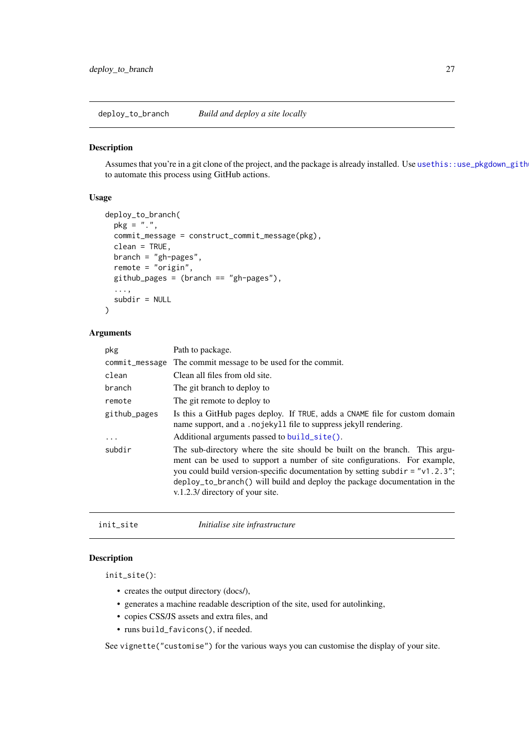## deploy_to_branch — *Build and deploy a site locally*

### Description

Assumes that you're in a git clone of the project, and the package is already installed. Use usethis::use_pkgdown_githu to automate this process using GitHub actions.

### Usage

```
deploy_to_branch(
  pkg = ".",
  commit_message = construct_commit_message(pkg),
  clean = TRUE,
  branch = "gh-pages",
  remote = "origin",
  github_pages = (branch == "gh-pages"),
  ...,
  subdir = NULL
)
```

### Arguments

| | |
|---|---|
| `pkg` | Path to package. |
| `commit_message` | The commit message to be used for the commit. |
| `clean` | Clean all files from old site. |
| `branch` | The git branch to deploy to |
| `remote` | The git remote to deploy to |
| `github_pages` | Is this a GitHub pages deploy. If `TRUE`, adds a `CNAME` file for custom domain name support, and a `.nojekyll` file to suppress jekyll rendering. |
| `...` | Additional arguments passed to `build_site()`. |
| `subdir` | The sub-directory where the site should be built on the branch. This argument can be used to support a number of site configurations. For example, you could build version-specific documentation by setting `subdir = "v1.2.3"`; `deploy_to_branch()` will build and deploy the package documentation in the v.1.2.3/ directory of your site. |

## init_site — *Initialise site infrastructure*

### Description

`init_site()`:

- creates the output directory (docs/),
- generates a machine readable description of the site, used for autolinking,
- copies CSS/JS assets and extra files, and
- runs `build_favicons()`, if needed.

See `vignette("customise")` for the various ways you can customise the display of your site.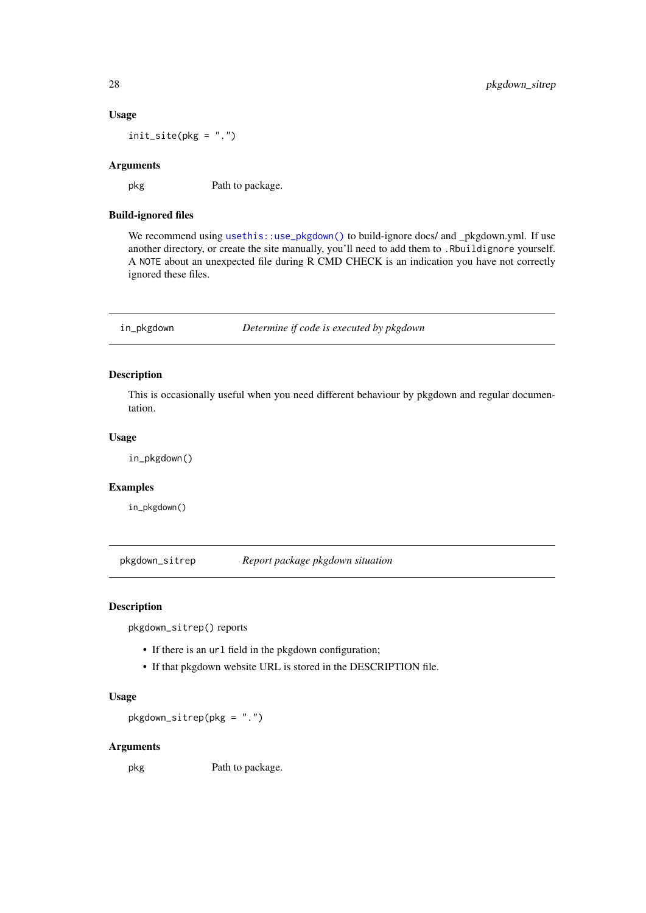### Usage

```
init_site(pkg = ".")
```

### Arguments

| | |
|---|---|
| pkg | Path to package. |

### Build-ignored files

We recommend using `usethis::use_pkgdown()` to build-ignore docs/ and _pkgdown.yml. If use another directory, or create the site manually, you'll need to add them to `.Rbuildignore` yourself. A `NOTE` about an unexpected file during R CMD CHECK is an indication you have not correctly ignored these files.

---

## in_pkgdown — *Determine if code is executed by pkgdown*

### Description

This is occasionally useful when you need different behaviour by pkgdown and regular documentation.

### Usage

```
in_pkgdown()
```

### Examples

```
in_pkgdown()
```

---

## pkgdown_sitrep — *Report package pkgdown situation*

### Description

`pkgdown_sitrep()` reports

- If there is an `url` field in the pkgdown configuration;
- If that pkgdown website URL is stored in the DESCRIPTION file.

### Usage

```
pkgdown_sitrep(pkg = ".")
```

### Arguments

| | |
|---|---|
| pkg | Path to package. |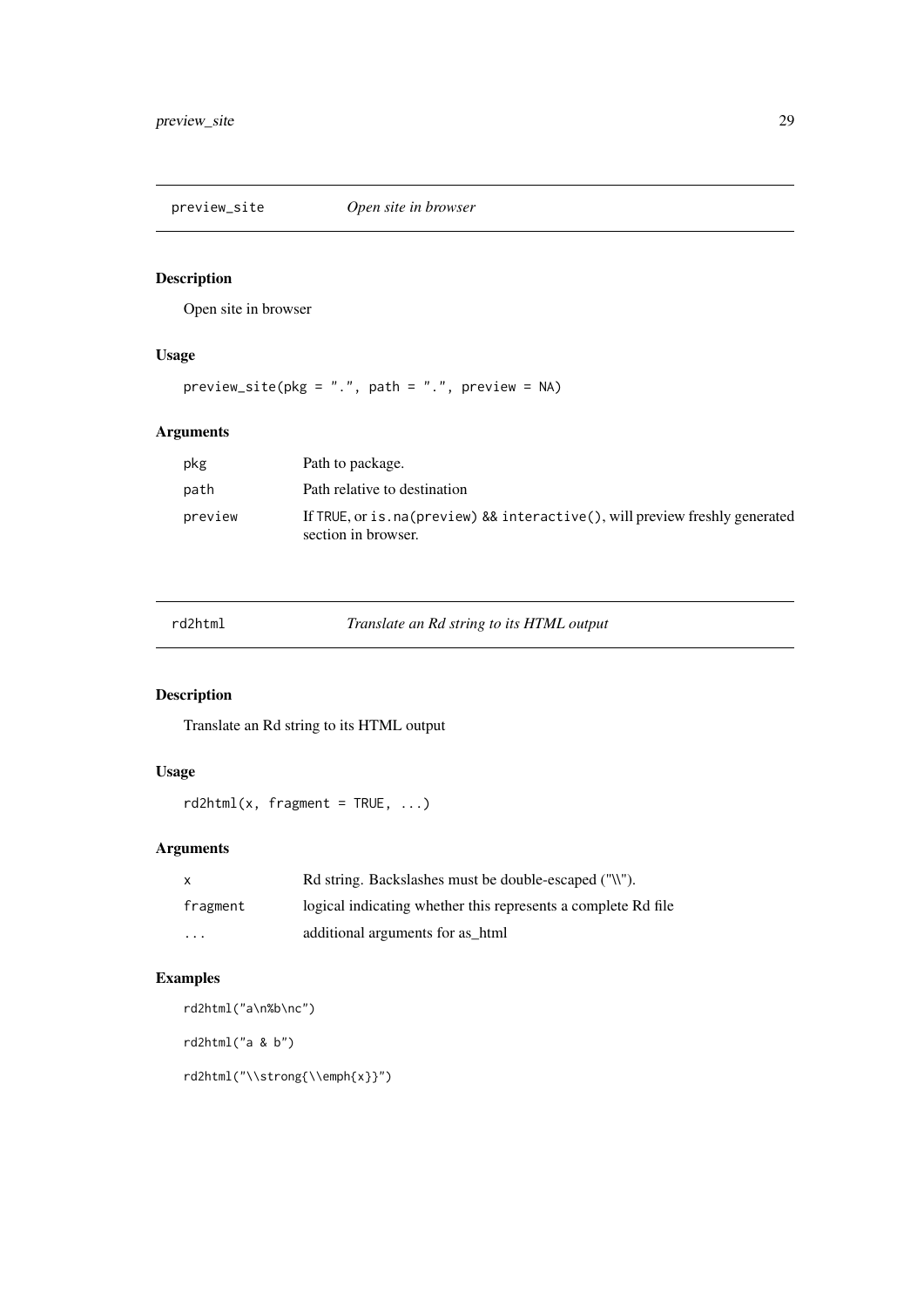## preview_site — *Open site in browser*

### Description

Open site in browser

### Usage

```
preview_site(pkg = ".", path = ".", preview = NA)
```

### Arguments

| | |
|---|---|
| pkg | Path to package. |
| path | Path relative to destination |
| preview | If TRUE, or `is.na(preview) && interactive()`, will preview freshly generated section in browser. |

## rd2html — *Translate an Rd string to its HTML output*

### Description

Translate an Rd string to its HTML output

### Usage

```
rd2html(x, fragment = TRUE, ...)
```

### Arguments

| | |
|---|---|
| x | Rd string. Backslashes must be double-escaped ("\\"). |
| fragment | logical indicating whether this represents a complete Rd file |
| ... | additional arguments for as_html |

### Examples

```
rd2html("a\n%b\nc")

rd2html("a & b")

rd2html("\\strong{\\emph{x}}")
```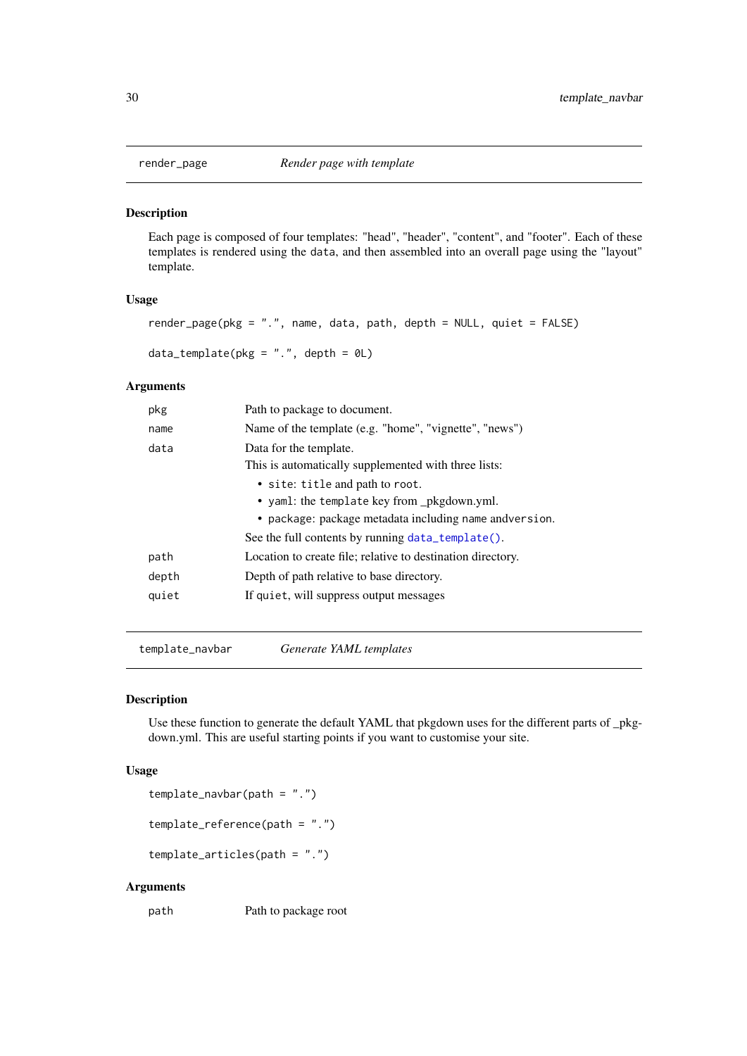## render_page — *Render page with template*

### Description

Each page is composed of four templates: "head", "header", "content", and "footer". Each of these templates is rendered using the `data`, and then assembled into an overall page using the "layout" template.

### Usage

```
render_page(pkg = ".", name, data, path, depth = NULL, quiet = FALSE)

data_template(pkg = ".", depth = 0L)
```

### Arguments

| | |
|---|---|
| `pkg` | Path to package to document. |
| `name` | Name of the template (e.g. "home", "vignette", "news") |
| `data` | Data for the template.<br>This is automatically supplemented with three lists:<br>• `site`: `title` and path to `root`.<br>• `yaml`: the `template` key from _pkgdown.yml.<br>• `package`: package metadata including `name` and`version`.<br>See the full contents by running `data_template()`. |
| `path` | Location to create file; relative to destination directory. |
| `depth` | Depth of path relative to base directory. |
| `quiet` | If `quiet`, will suppress output messages |

## template_navbar — *Generate YAML templates*

### Description

Use these function to generate the default YAML that pkgdown uses for the different parts of _pkgdown.yml. This are useful starting points if you want to customise your site.

### Usage

```
template_navbar(path = ".")

template_reference(path = ".")

template_articles(path = ".")
```

### Arguments

| | |
|---|---|
| `path` | Path to package root |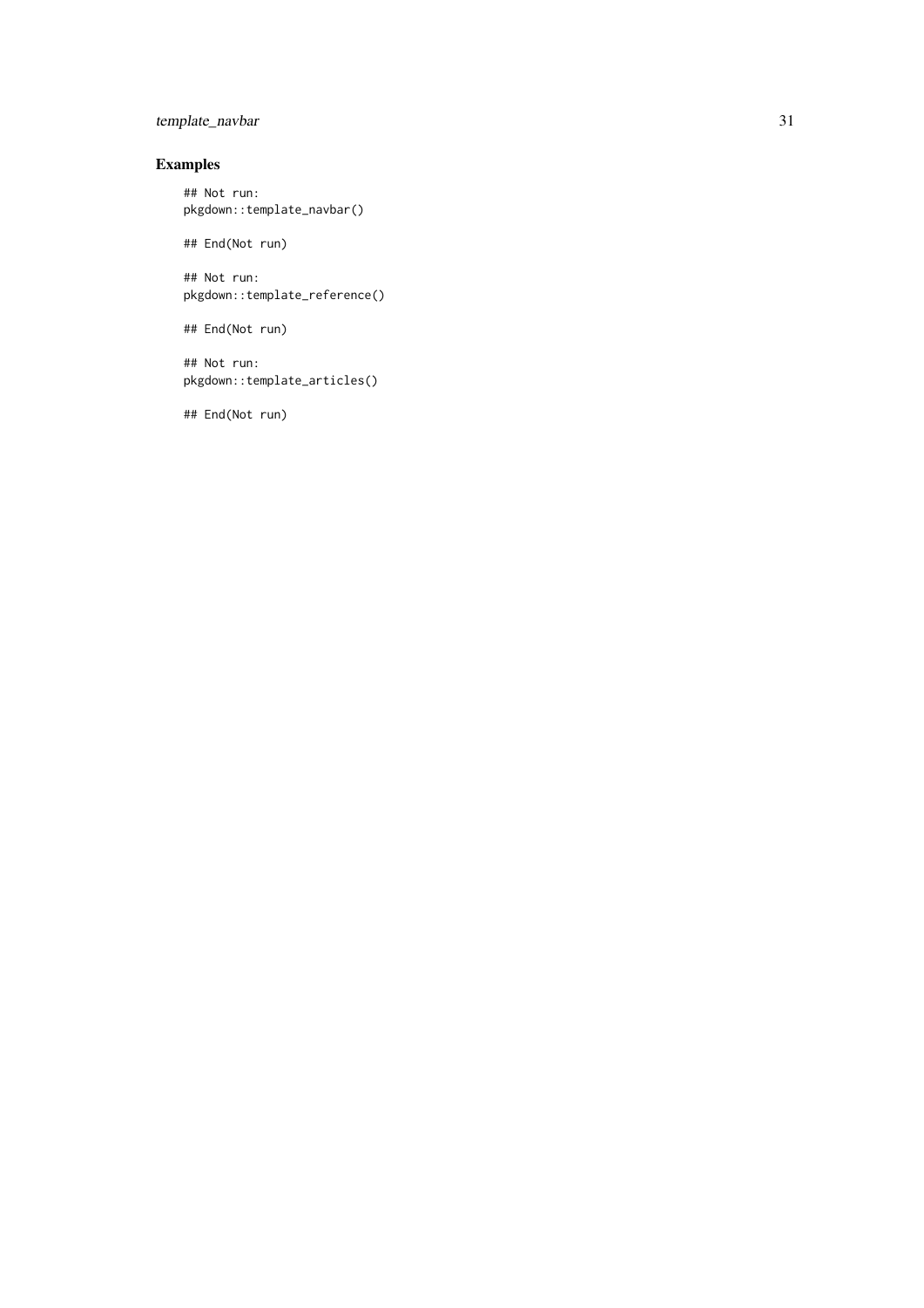## Examples

```
## Not run:
pkgdown::template_navbar()

## End(Not run)

## Not run:
pkgdown::template_reference()

## End(Not run)

## Not run:
pkgdown::template_articles()

## End(Not run)
```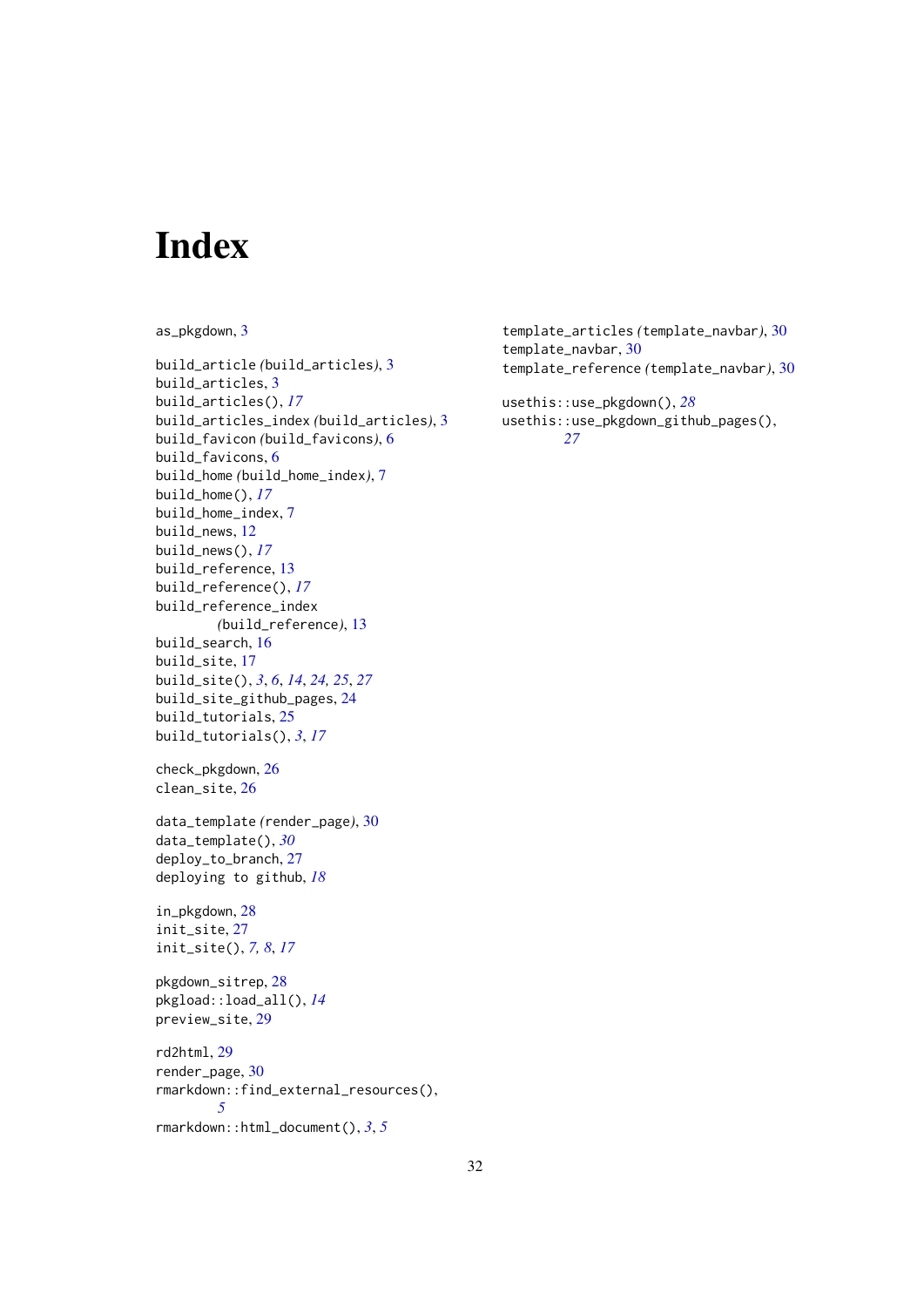# Index

as_pkgdown, 3

build_article *(build_articles)*, 3
build_articles, 3
build_articles(), *17*
build_articles_index *(build_articles)*, 3
build_favicon *(build_favicons)*, 6
build_favicons, 6
build_home *(build_home_index)*, 7
build_home(), *17*
build_home_index, 7
build_news, 12
build_news(), *17*
build_reference, 13
build_reference(), *17*
build_reference_index *(build_reference)*, 13
build_search, 16
build_site, 17
build_site(), *3*, *6*, *14*, *24*, *25*, *27*
build_site_github_pages, 24
build_tutorials, 25
build_tutorials(), *3*, *17*

check_pkgdown, 26
clean_site, 26

data_template *(render_page)*, 30
data_template(), *30*
deploy_to_branch, 27
deploying to github, *18*

in_pkgdown, 28
init_site, 27
init_site(), *7*, *8*, *17*

pkgdown_sitrep, 28
pkgload::load_all(), *14*
preview_site, 29

rd2html, 29
render_page, 30
rmarkdown::find_external_resources(), *5*
rmarkdown::html_document(), *3*, *5*

template_articles *(template_navbar)*, 30
template_navbar, 30
template_reference *(template_navbar)*, 30

usethis::use_pkgdown(), *28*
usethis::use_pkgdown_github_pages(), *27*